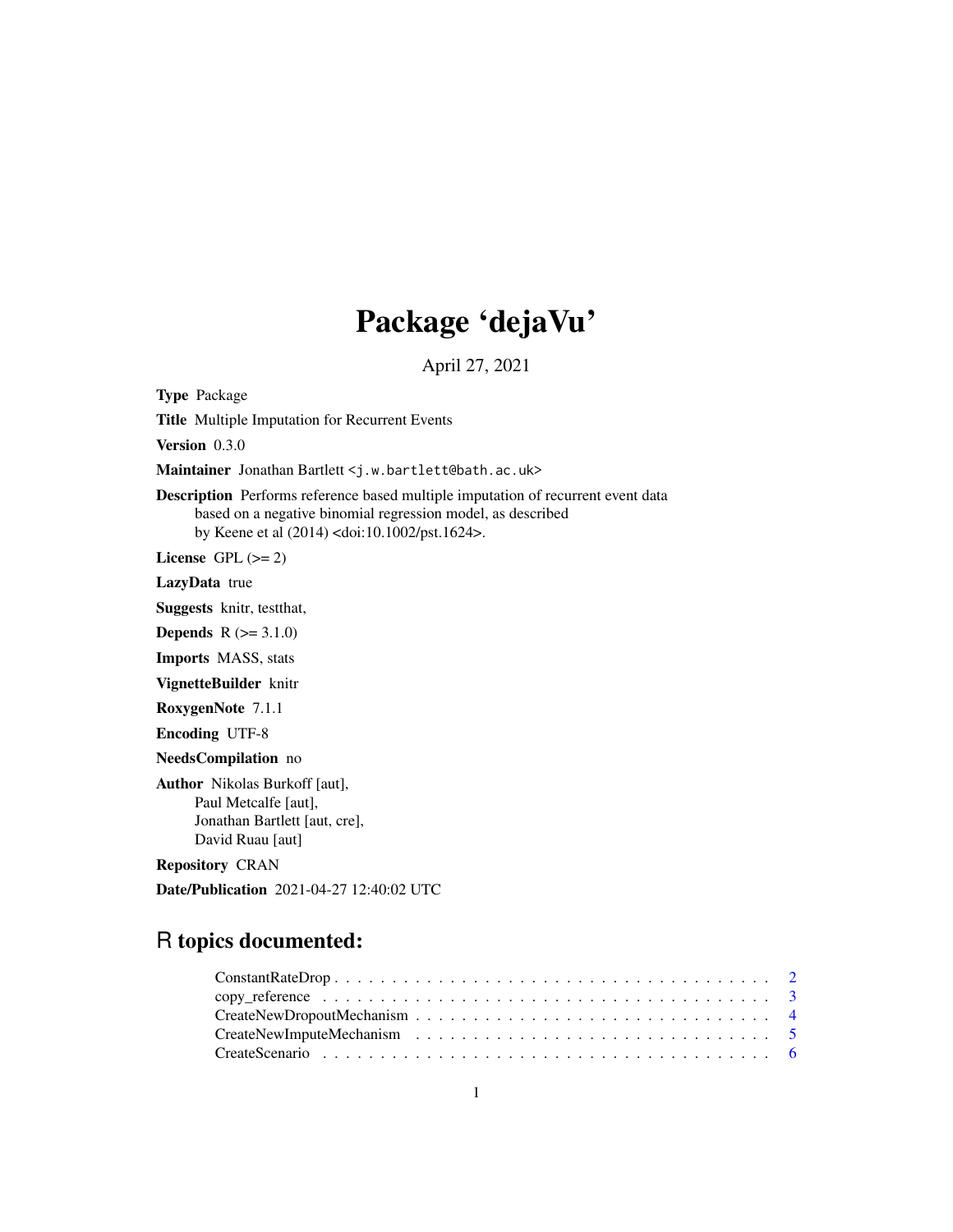# Package 'dejaVu'

April 27, 2021

**Type** Package

**Title** Multiple Imputation for Recurrent Events

**Version** 0.3.0

**Maintainer** Jonathan Bartlett <j.w.bartlett@bath.ac.uk>

**Description** Performs reference based multiple imputation of recurrent event data based on a negative binomial regression model, as described by Keene et al (2014) <doi:10.1002/pst.1624>.

**License** GPL (>= 2)

**LazyData** true

**Suggests** knitr, testthat,

**Depends** R (>= 3.1.0)

**Imports** MASS, stats

**VignetteBuilder** knitr

**RoxygenNote** 7.1.1

**Encoding** UTF-8

**NeedsCompilation** no

**Author** Nikolas Burkoff [aut],
Paul Metcalfe [aut],
Jonathan Bartlett [aut, cre],
David Ruau [aut]

**Repository** CRAN

**Date/Publication** 2021-04-27 12:40:02 UTC

## R topics documented:

| | |
|---|---|
| ConstantRateDrop | 2 |
| copy_reference | 3 |
| CreateNewDropoutMechanism | 4 |
| CreateNewImputeMechanism | 5 |
| CreateScenario | 6 |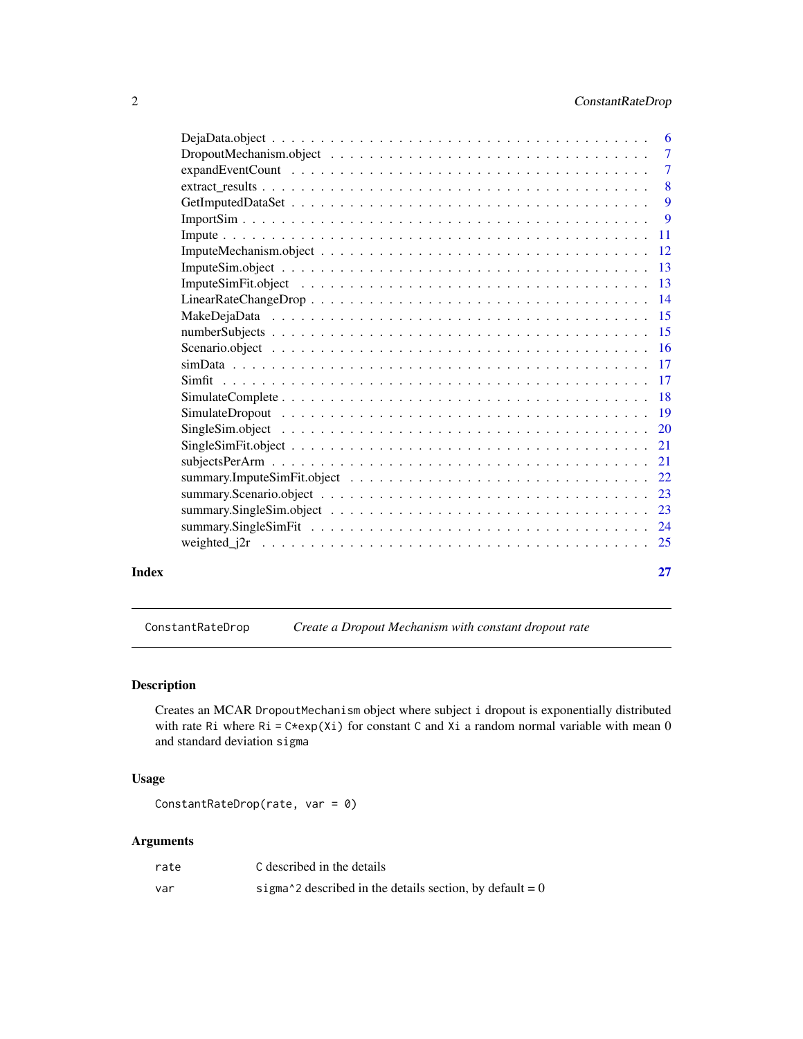DejaData.object . . . . . . . . . . . . . . . . . . . . . . . . . . . . . . . . . . . . 6
DropoutMechanism.object . . . . . . . . . . . . . . . . . . . . . . . . . . . . . . . . 7
expandEventCount . . . . . . . . . . . . . . . . . . . . . . . . . . . . . . . . . . . 7
extract_results . . . . . . . . . . . . . . . . . . . . . . . . . . . . . . . . . . . . 8
GetImputedDataSet . . . . . . . . . . . . . . . . . . . . . . . . . . . . . . . . . . 9
ImportSim . . . . . . . . . . . . . . . . . . . . . . . . . . . . . . . . . . . . . . 9
Impute . . . . . . . . . . . . . . . . . . . . . . . . . . . . . . . . . . . . . . . 11
ImputeMechanism.object . . . . . . . . . . . . . . . . . . . . . . . . . . . . . . . 12
ImputeSim.object . . . . . . . . . . . . . . . . . . . . . . . . . . . . . . . . . . 13
ImputeSimFit.object . . . . . . . . . . . . . . . . . . . . . . . . . . . . . . . . . 13
LinearRateChangeDrop . . . . . . . . . . . . . . . . . . . . . . . . . . . . . . . . 14
MakeDejaData . . . . . . . . . . . . . . . . . . . . . . . . . . . . . . . . . . . . 15
numberSubjects . . . . . . . . . . . . . . . . . . . . . . . . . . . . . . . . . . . 15
Scenario.object . . . . . . . . . . . . . . . . . . . . . . . . . . . . . . . . . . . 16
simData . . . . . . . . . . . . . . . . . . . . . . . . . . . . . . . . . . . . . . . 17
Simfit . . . . . . . . . . . . . . . . . . . . . . . . . . . . . . . . . . . . . . . . 17
SimulateComplete . . . . . . . . . . . . . . . . . . . . . . . . . . . . . . . . . . 18
SimulateDropout . . . . . . . . . . . . . . . . . . . . . . . . . . . . . . . . . . . 19
SingleSim.object . . . . . . . . . . . . . . . . . . . . . . . . . . . . . . . . . . . 20
SingleSimFit.object . . . . . . . . . . . . . . . . . . . . . . . . . . . . . . . . . 21
subjectsPerArm . . . . . . . . . . . . . . . . . . . . . . . . . . . . . . . . . . . 21
summary.ImputeSimFit.object . . . . . . . . . . . . . . . . . . . . . . . . . . . . 22
summary.Scenario.object . . . . . . . . . . . . . . . . . . . . . . . . . . . . . . . 23
summary.SingleSim.object . . . . . . . . . . . . . . . . . . . . . . . . . . . . . . 23
summary.SingleSimFit . . . . . . . . . . . . . . . . . . . . . . . . . . . . . . . . . 24
weighted_j2r . . . . . . . . . . . . . . . . . . . . . . . . . . . . . . . . . . . . . 25

**Index** **27**

---

`ConstantRateDrop` *Create a Dropout Mechanism with constant dropout rate*

---

### Description

Creates an MCAR `DropoutMechanism` object where subject `i` dropout is exponentially distributed with rate `Ri` where `Ri = C*exp(Xi)` for constant `C` and `Xi` a random normal variable with mean 0 and standard deviation `sigma`

### Usage

```
ConstantRateDrop(rate, var = 0)
```

### Arguments

| | |
|---|---|
| `rate` | `C` described in the details |
| `var` | `sigma^2` described in the details section, by default = 0 |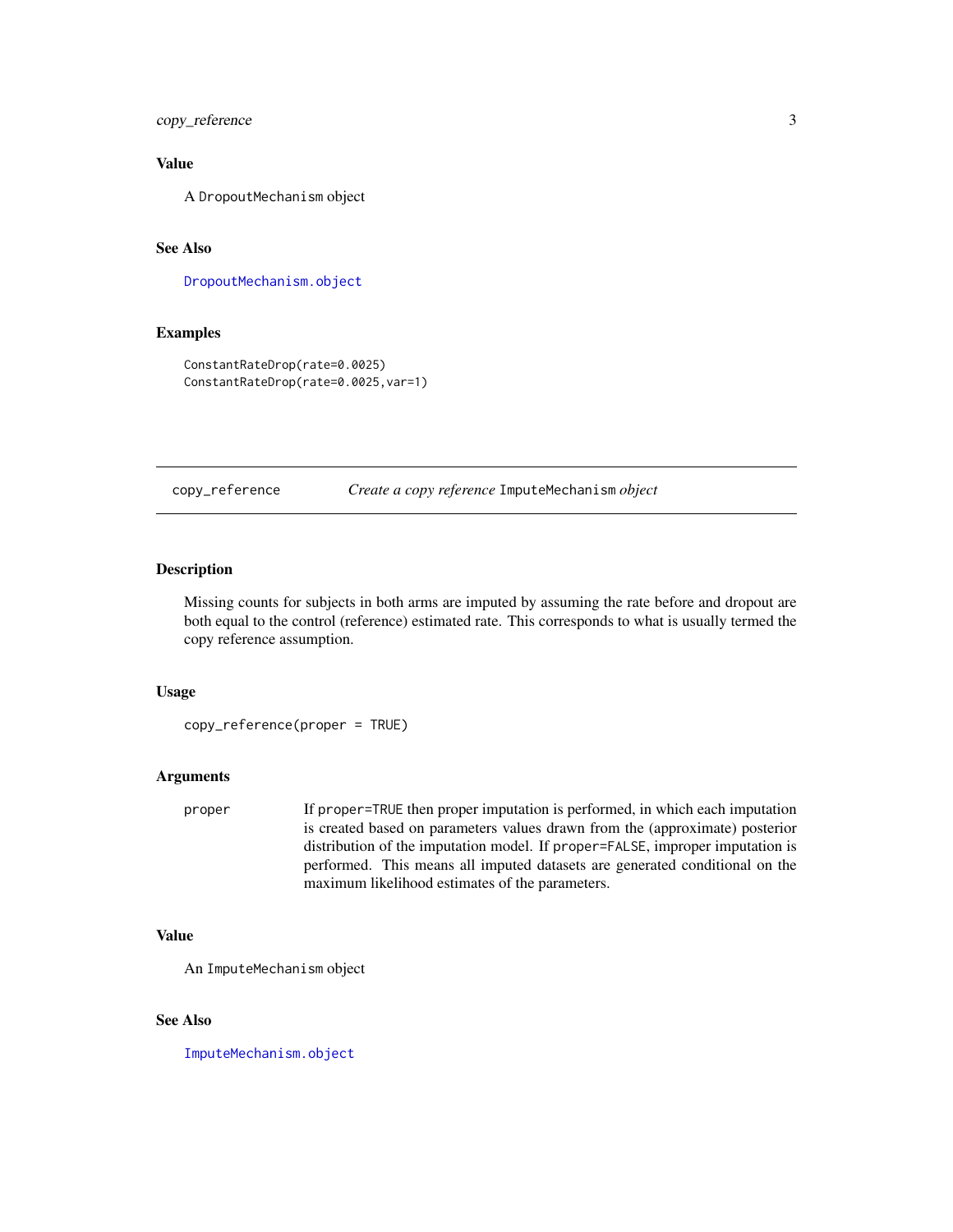## Value

A `DropoutMechanism` object

## See Also

`DropoutMechanism.object`

## Examples

```
ConstantRateDrop(rate=0.0025)
ConstantRateDrop(rate=0.0025,var=1)
```

---

# copy_reference — *Create a copy reference* `ImputeMechanism` *object*

## Description

Missing counts for subjects in both arms are imputed by assuming the rate before and dropout are both equal to the control (reference) estimated rate. This corresponds to what is usually termed the copy reference assumption.

## Usage

```
copy_reference(proper = TRUE)
```

## Arguments

| | |
|---|---|
| `proper` | If `proper=TRUE` then proper imputation is performed, in which each imputation is created based on parameters values drawn from the (approximate) posterior distribution of the imputation model. If `proper=FALSE`, improper imputation is performed. This means all imputed datasets are generated conditional on the maximum likelihood estimates of the parameters. |

## Value

An `ImputeMechanism` object

## See Also

`ImputeMechanism.object`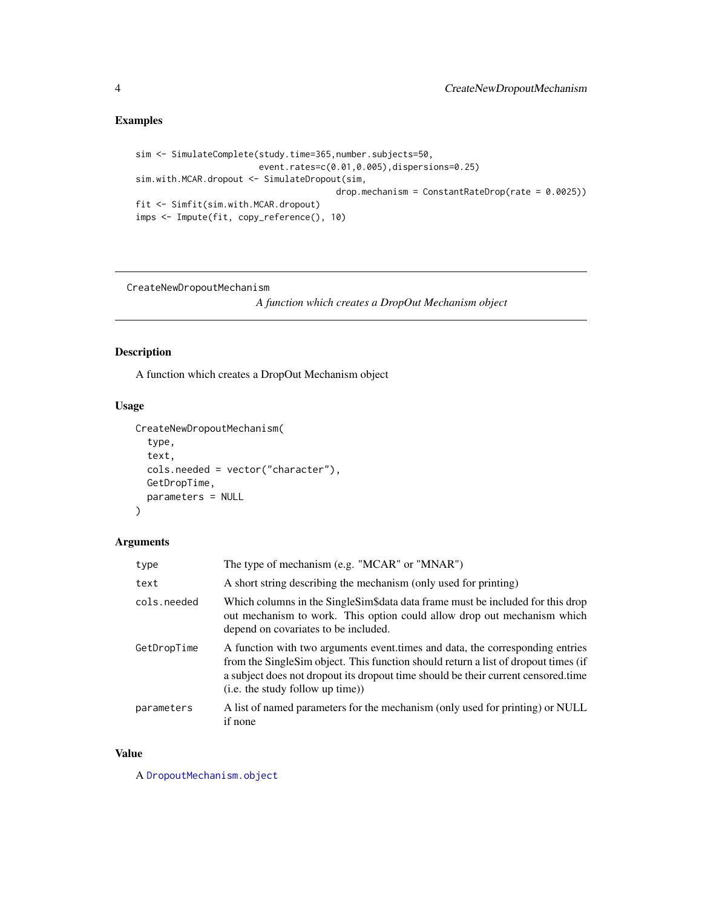## Examples

```
sim <- SimulateComplete(study.time=365,number.subjects=50,
                        event.rates=c(0.01,0.005),dispersions=0.25)
sim.with.MCAR.dropout <- SimulateDropout(sim,
                                         drop.mechanism = ConstantRateDrop(rate = 0.0025))
fit <- Simfit(sim.with.MCAR.dropout)
imps <- Impute(fit, copy_reference(), 10)
```

---

# CreateNewDropoutMechanism

*A function which creates a DropOut Mechanism object*

---

## Description

A function which creates a DropOut Mechanism object

## Usage

```
CreateNewDropoutMechanism(
  type,
  text,
  cols.needed = vector("character"),
  GetDropTime,
  parameters = NULL
)
```

## Arguments

| | |
|---|---|
| `type` | The type of mechanism (e.g. "MCAR" or "MNAR") |
| `text` | A short string describing the mechanism (only used for printing) |
| `cols.needed` | Which columns in the SingleSim$data data frame must be included for this drop out mechanism to work. This option could allow drop out mechanism which depend on covariates to be included. |
| `GetDropTime` | A function with two arguments event.times and data, the corresponding entries from the SingleSim object. This function should return a list of dropout times (if a subject does not dropout its dropout time should be their current censored.time (i.e. the study follow up time)) |
| `parameters` | A list of named parameters for the mechanism (only used for printing) or NULL if none |

## Value

A `DropoutMechanism.object`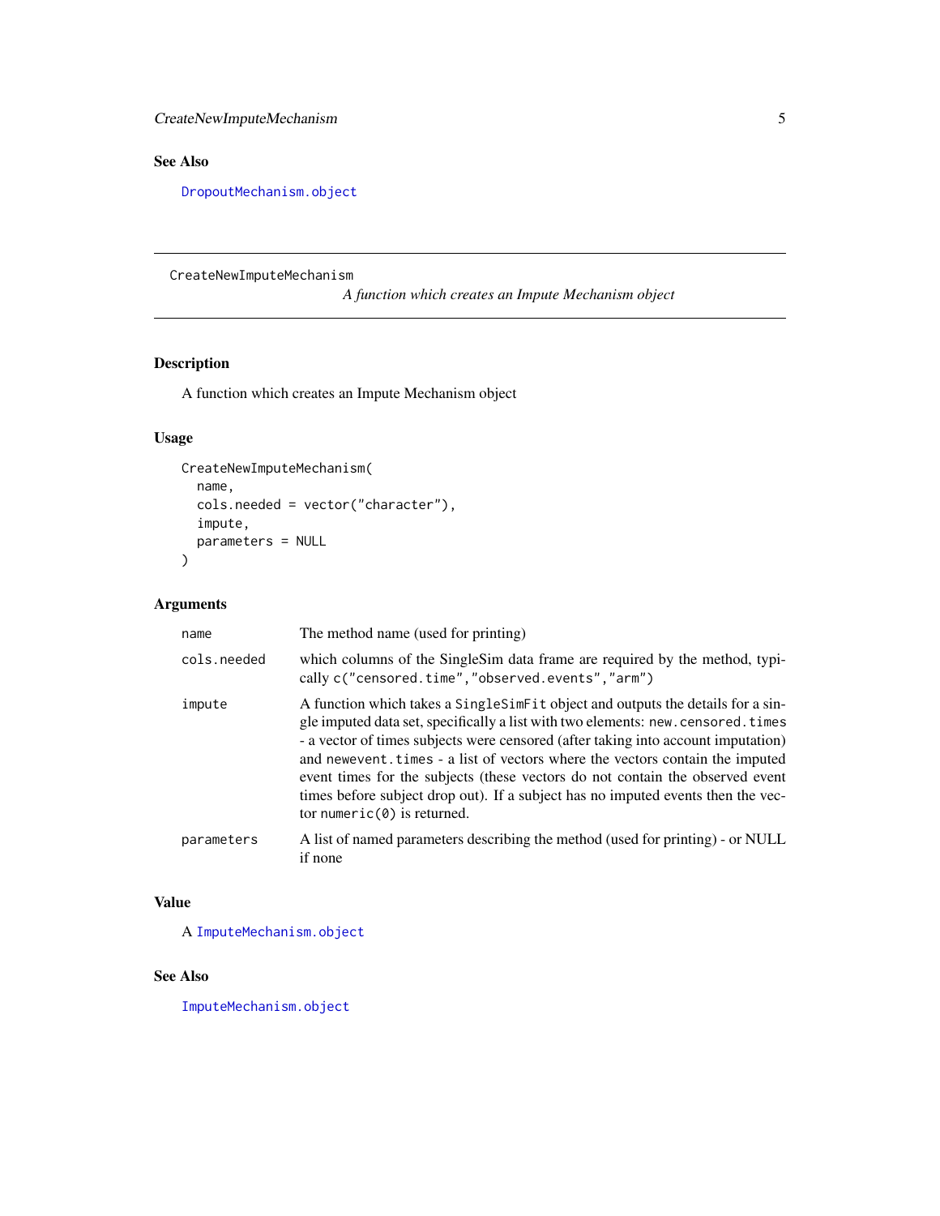## See Also

DropoutMechanism.object

---

CreateNewImputeMechanism &nbsp;&nbsp;&nbsp;&nbsp; *A function which creates an Impute Mechanism object*

---

### Description

A function which creates an Impute Mechanism object

### Usage

```
CreateNewImputeMechanism(
  name,
  cols.needed = vector("character"),
  impute,
  parameters = NULL
)
```

### Arguments

| | |
|---|---|
| `name` | The method name (used for printing) |
| `cols.needed` | which columns of the SingleSim data frame are required by the method, typically `c("censored.time","observed.events","arm")` |
| `impute` | A function which takes a `SingleSimFit` object and outputs the details for a single imputed data set, specifically a list with two elements: `new.censored.times` - a vector of times subjects were censored (after taking into account imputation) and `newevent.times` - a list of vectors where the vectors contain the imputed event times for the subjects (these vectors do not contain the observed event times before subject drop out). If a subject has no imputed events then the vector `numeric(0)` is returned. |
| `parameters` | A list of named parameters describing the method (used for printing) - or NULL if none |

### Value

A ImputeMechanism.object

### See Also

ImputeMechanism.object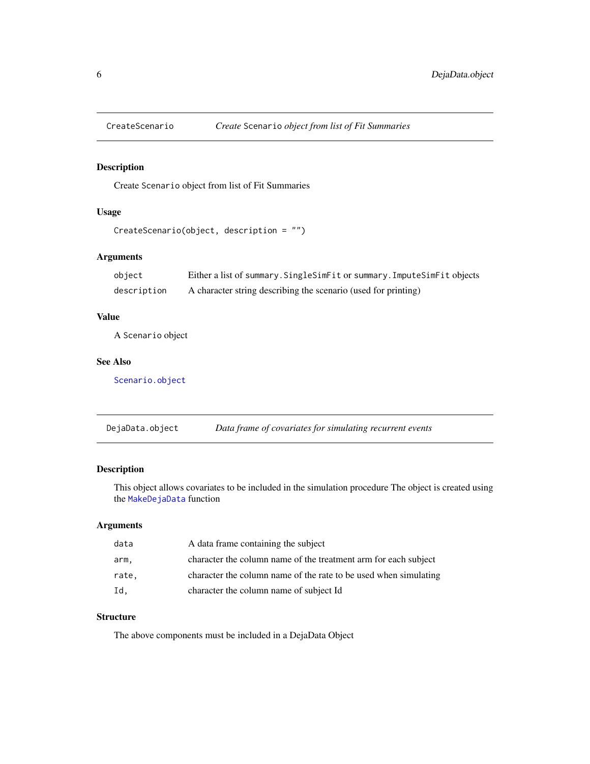## CreateScenario — *Create Scenario object from list of Fit Summaries*

### Description

Create `Scenario` object from list of Fit Summaries

### Usage

```
CreateScenario(object, description = "")
```

### Arguments

| | |
|---|---|
| `object` | Either a list of `summary.SingleSimFit` or `summary.ImputeSimFit` objects |
| `description` | A character string describing the scenario (used for printing) |

### Value

A `Scenario` object

### See Also

`Scenario.object`

## DejaData.object — *Data frame of covariates for simulating recurrent events*

### Description

This object allows covariates to be included in the simulation procedure The object is created using the `MakeDejaData` function

### Arguments

| | |
|---|---|
| `data` | A data frame containing the subject |
| `arm,` | character the column name of the treatment arm for each subject |
| `rate,` | character the column name of the rate to be used when simulating |
| `Id,` | character the column name of subject Id |

### Structure

The above components must be included in a DejaData Object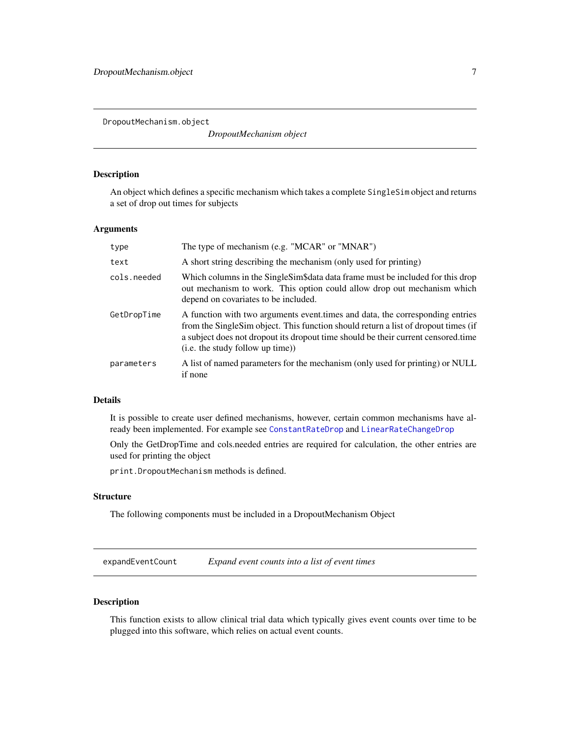# DropoutMechanism.object

*DropoutMechanism object*

## Description

An object which defines a specific mechanism which takes a complete `SingleSim` object and returns a set of drop out times for subjects

## Arguments

| | |
|---|---|
| `type` | The type of mechanism (e.g. "MCAR" or "MNAR") |
| `text` | A short string describing the mechanism (only used for printing) |
| `cols.needed` | Which columns in the SingleSim$data data frame must be included for this drop out mechanism to work. This option could allow drop out mechanism which depend on covariates to be included. |
| `GetDropTime` | A function with two arguments event.times and data, the corresponding entries from the SingleSim object. This function should return a list of dropout times (if a subject does not dropout its dropout time should be their current censored.time (i.e. the study follow up time)) |
| `parameters` | A list of named parameters for the mechanism (only used for printing) or NULL if none |

## Details

It is possible to create user defined mechanisms, however, certain common mechanisms have already been implemented. For example see `ConstantRateDrop` and `LinearRateChangeDrop`

Only the GetDropTime and cols.needed entries are required for calculation, the other entries are used for printing the object

`print.DropoutMechanism` methods is defined.

## Structure

The following components must be included in a DropoutMechanism Object

# expandEventCount

*Expand event counts into a list of event times*

## Description

This function exists to allow clinical trial data which typically gives event counts over time to be plugged into this software, which relies on actual event counts.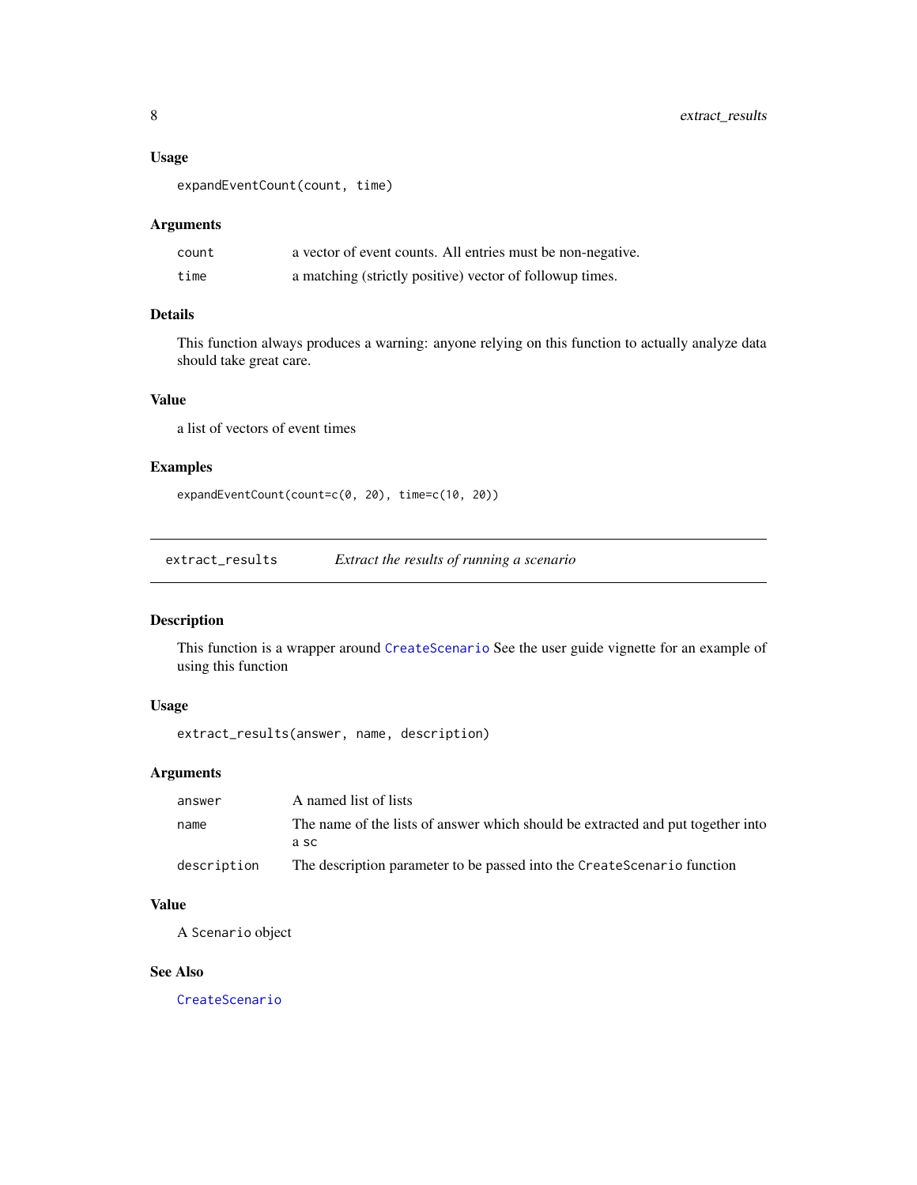### Usage

```
expandEventCount(count, time)
```

### Arguments

| | |
|---|---|
| `count` | a vector of event counts. All entries must be non-negative. |
| `time` | a matching (strictly positive) vector of followup times. |

### Details

This function always produces a warning: anyone relying on this function to actually analyze data should take great care.

### Value

a list of vectors of event times

### Examples

```
expandEventCount(count=c(0, 20), time=c(10, 20))
```

---

## extract_results — *Extract the results of running a scenario*

### Description

This function is a wrapper around `CreateScenario` See the user guide vignette for an example of using this function

### Usage

```
extract_results(answer, name, description)
```

### Arguments

| | |
|---|---|
| `answer` | A named list of lists |
| `name` | The name of the lists of answer which should be extracted and put together into a `sc` |
| `description` | The description parameter to be passed into the `CreateScenario` function |

### Value

A `Scenario` object

### See Also

`CreateScenario`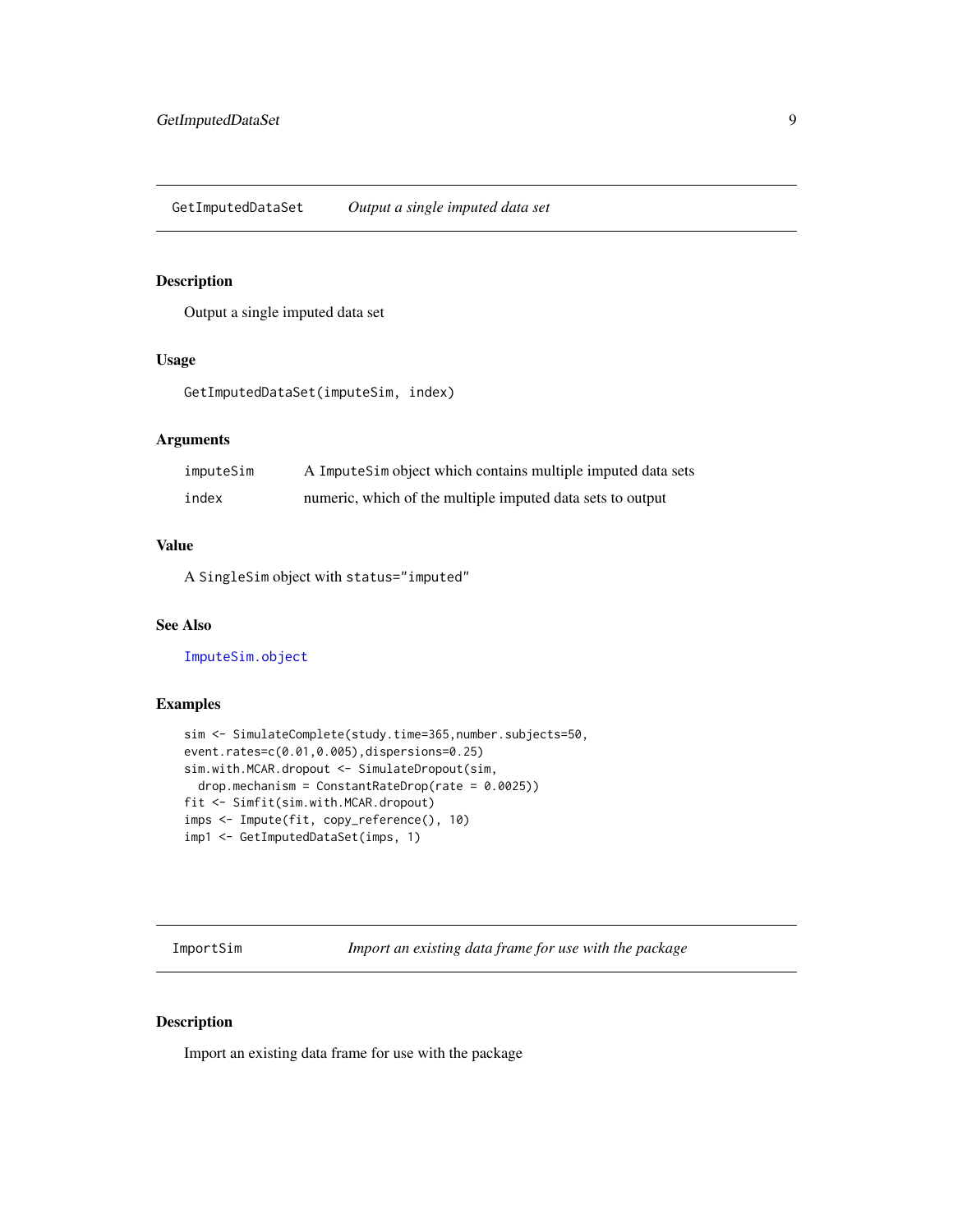## GetImputedDataSet *Output a single imputed data set*

### Description

Output a single imputed data set

### Usage

```
GetImputedDataSet(imputeSim, index)
```

### Arguments

| | |
|---|---|
| imputeSim | A ImputeSim object which contains multiple imputed data sets |
| index | numeric, which of the multiple imputed data sets to output |

### Value

A SingleSim object with status="imputed"

### See Also

ImputeSim.object

### Examples

```
sim <- SimulateComplete(study.time=365,number.subjects=50,
event.rates=c(0.01,0.005),dispersions=0.25)
sim.with.MCAR.dropout <- SimulateDropout(sim,
  drop.mechanism = ConstantRateDrop(rate = 0.0025))
fit <- Simfit(sim.with.MCAR.dropout)
imps <- Impute(fit, copy_reference(), 10)
imp1 <- GetImputedDataSet(imps, 1)
```

## ImportSim *Import an existing data frame for use with the package*

### Description

Import an existing data frame for use with the package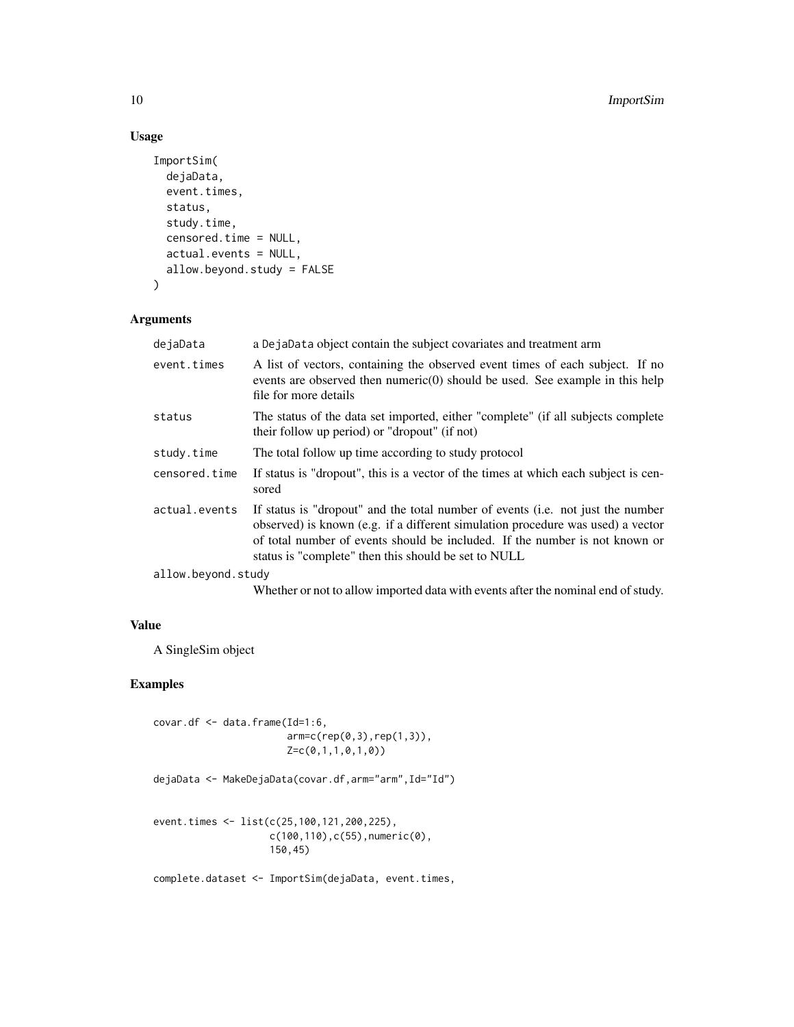## Usage

```
ImportSim(
  dejaData,
  event.times,
  status,
  study.time,
  censored.time = NULL,
  actual.events = NULL,
  allow.beyond.study = FALSE
)
```

## Arguments

| | |
|---|---|
| dejaData | a DejaData object contain the subject covariates and treatment arm |
| event.times | A list of vectors, containing the observed event times of each subject. If no events are observed then numeric(0) should be used. See example in this help file for more details |
| status | The status of the data set imported, either "complete" (if all subjects complete their follow up period) or "dropout" (if not) |
| study.time | The total follow up time according to study protocol |
| censored.time | If status is "dropout", this is a vector of the times at which each subject is censored |
| actual.events | If status is "dropout" and the total number of events (i.e. not just the number observed) is known (e.g. if a different simulation procedure was used) a vector of total number of events should be included. If the number is not known or status is "complete" then this should be set to NULL |
| allow.beyond.study | Whether or not to allow imported data with events after the nominal end of study. |

## Value

A SingleSim object

## Examples

```
covar.df <- data.frame(Id=1:6,
                       arm=c(rep(0,3),rep(1,3)),
                       Z=c(0,1,1,0,1,0))

dejaData <- MakeDejaData(covar.df,arm="arm",Id="Id")


event.times <- list(c(25,100,121,200,225),
                    c(100,110),c(55),numeric(0),
                    150,45)

complete.dataset <- ImportSim(dejaData, event.times,
```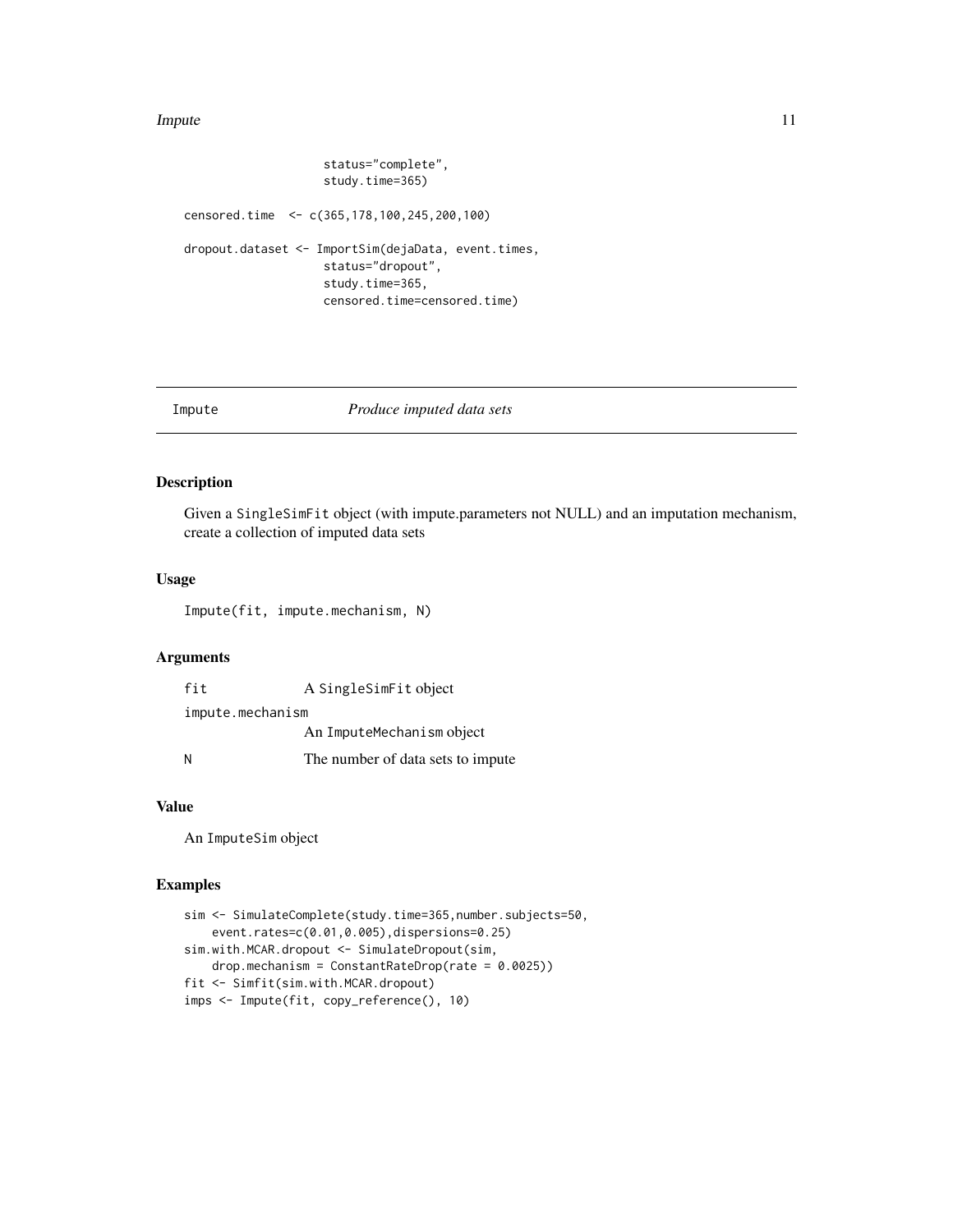```
                    status="complete",
                    study.time=365)

censored.time  <- c(365,178,100,245,200,100)

dropout.dataset <- ImportSim(dejaData, event.times,
                    status="dropout",
                    study.time=365,
                    censored.time=censored.time)
```

## Impute *Produce imputed data sets*

### Description

Given a SingleSimFit object (with impute.parameters not NULL) and an imputation mechanism, create a collection of imputed data sets

### Usage

```
Impute(fit, impute.mechanism, N)
```

### Arguments

| | |
|---|---|
| fit | A SingleSimFit object |
| impute.mechanism | An ImputeMechanism object |
| N | The number of data sets to impute |

### Value

An ImputeSim object

### Examples

```
sim <- SimulateComplete(study.time=365,number.subjects=50,
    event.rates=c(0.01,0.005),dispersions=0.25)
sim.with.MCAR.dropout <- SimulateDropout(sim,
    drop.mechanism = ConstantRateDrop(rate = 0.0025))
fit <- Simfit(sim.with.MCAR.dropout)
imps <- Impute(fit, copy_reference(), 10)
```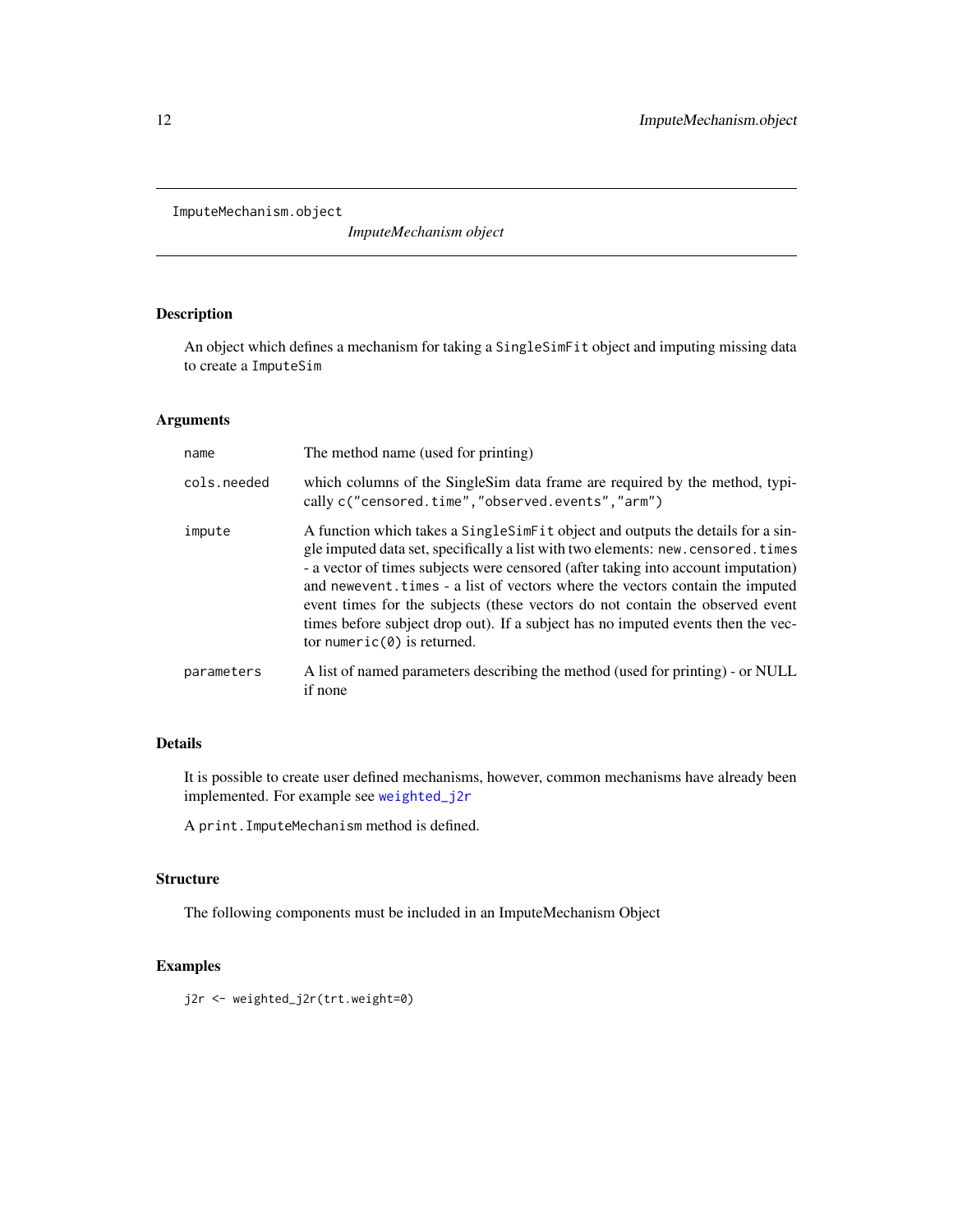`ImputeMechanism.object` 

*ImputeMechanism object*

## Description

An object which defines a mechanism for taking a `SingleSimFit` object and imputing missing data to create a `ImputeSim`

## Arguments

| | |
|---|---|
| `name` | The method name (used for printing) |
| `cols.needed` | which columns of the SingleSim data frame are required by the method, typically `c("censored.time","observed.events","arm")` |
| `impute` | A function which takes a `SingleSimFit` object and outputs the details for a single imputed data set, specifically a list with two elements: `new.censored.times` - a vector of times subjects were censored (after taking into account imputation) and `newevent.times` - a list of vectors where the vectors contain the imputed event times for the subjects (these vectors do not contain the observed event times before subject drop out). If a subject has no imputed events then the vector `numeric(0)` is returned. |
| `parameters` | A list of named parameters describing the method (used for printing) - or NULL if none |

## Details

It is possible to create user defined mechanisms, however, common mechanisms have already been implemented. For example see `weighted_j2r`

A `print.ImputeMechanism` method is defined.

## Structure

The following components must be included in an ImputeMechanism Object

## Examples

```
j2r <- weighted_j2r(trt.weight=0)
```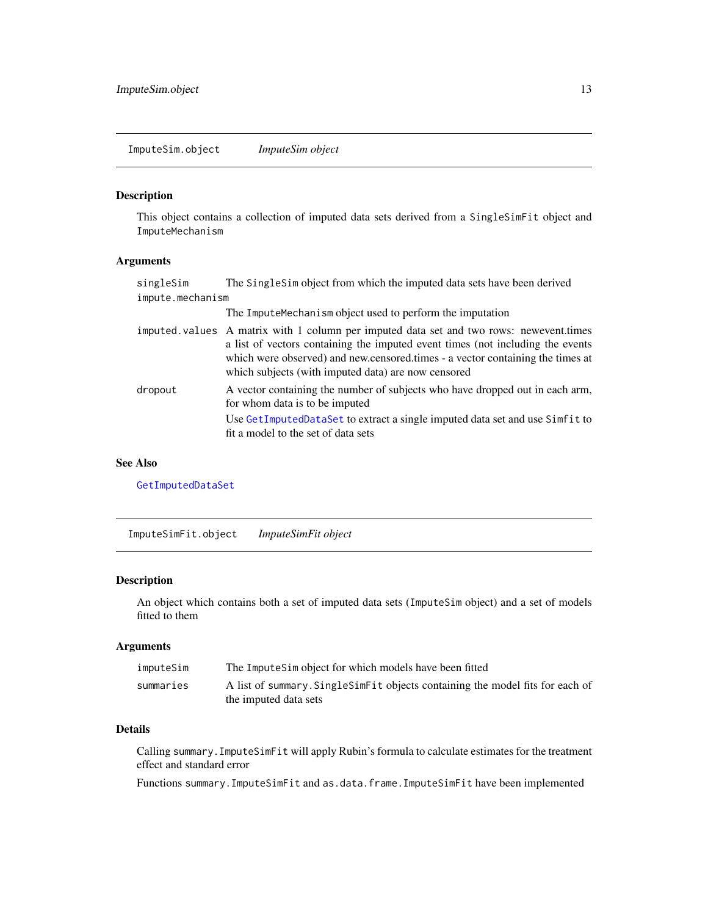## ImputeSim.object *ImputeSim object*

### Description

This object contains a collection of imputed data sets derived from a `SingleSimFit` object and `ImputeMechanism`

### Arguments

| | |
|---|---|
| `singleSim` | The `SingleSim` object from which the imputed data sets have been derived |
| `impute.mechanism` | The `ImputeMechanism` object used to perform the imputation |
| `imputed.values` | A matrix with 1 column per imputed data set and two rows: newevent.times a list of vectors containing the imputed event times (not including the events which were observed) and new.censored.times - a vector containing the times at which subjects (with imputed data) are now censored |
| `dropout` | A vector containing the number of subjects who have dropped out in each arm, for whom data is to be imputed<br><br>Use `GetImputedDataSet` to extract a single imputed data set and use `Simfit` to fit a model to the set of data sets |

### See Also

`GetImputedDataSet`

## ImputeSimFit.object *ImputeSimFit object*

### Description

An object which contains both a set of imputed data sets (`ImputeSim` object) and a set of models fitted to them

### Arguments

| | |
|---|---|
| `imputeSim` | The `ImputeSim` object for which models have been fitted |
| `summaries` | A list of `summary.SingleSimFit` objects containing the model fits for each of the imputed data sets |

### Details

Calling `summary.ImputeSimFit` will apply Rubin's formula to calculate estimates for the treatment effect and standard error

Functions `summary.ImputeSimFit` and `as.data.frame.ImputeSimFit` have been implemented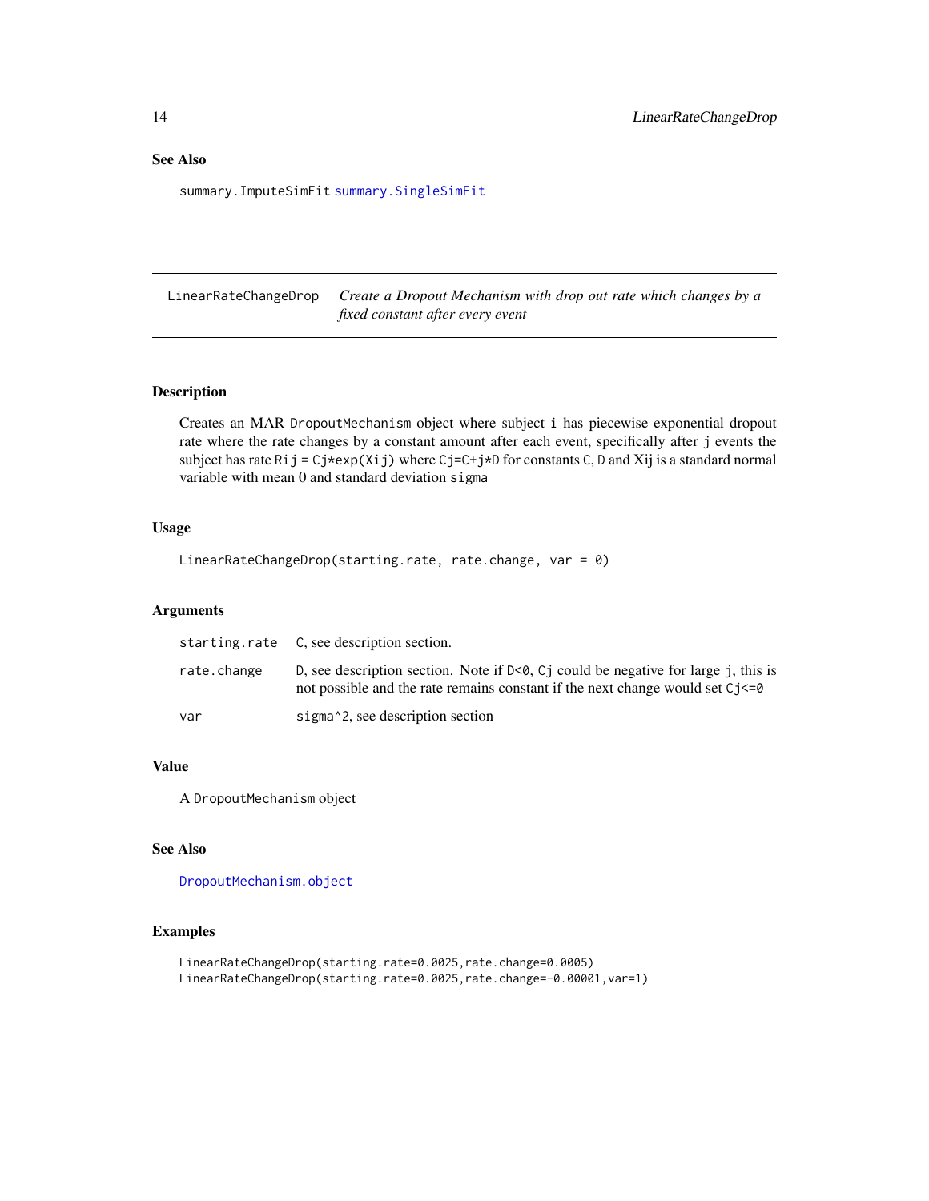## See Also

summary.ImputeSimFit summary.SingleSimFit

---

LinearRateChangeDrop *Create a Dropout Mechanism with drop out rate which changes by a fixed constant after every event*

---

### Description

Creates an MAR `DropoutMechanism` object where subject `i` has piecewise exponential dropout rate where the rate changes by a constant amount after each event, specifically after `j` events the subject has rate `Rij = Cj*exp(Xij)` where `Cj=C+j*D` for constants `C`, `D` and Xij is a standard normal variable with mean 0 and standard deviation `sigma`

### Usage

```
LinearRateChangeDrop(starting.rate, rate.change, var = 0)
```

### Arguments

| | |
|---|---|
| `starting.rate` | `C`, see description section. |
| `rate.change` | `D`, see description section. Note if `D<0`, `Cj` could be negative for large `j`, this is not possible and the rate remains constant if the next change would set `Cj<=0` |
| `var` | `sigma^2`, see description section |

### Value

A `DropoutMechanism` object

### See Also

DropoutMechanism.object

### Examples

```
LinearRateChangeDrop(starting.rate=0.0025,rate.change=0.0005)
LinearRateChangeDrop(starting.rate=0.0025,rate.change=-0.00001,var=1)
```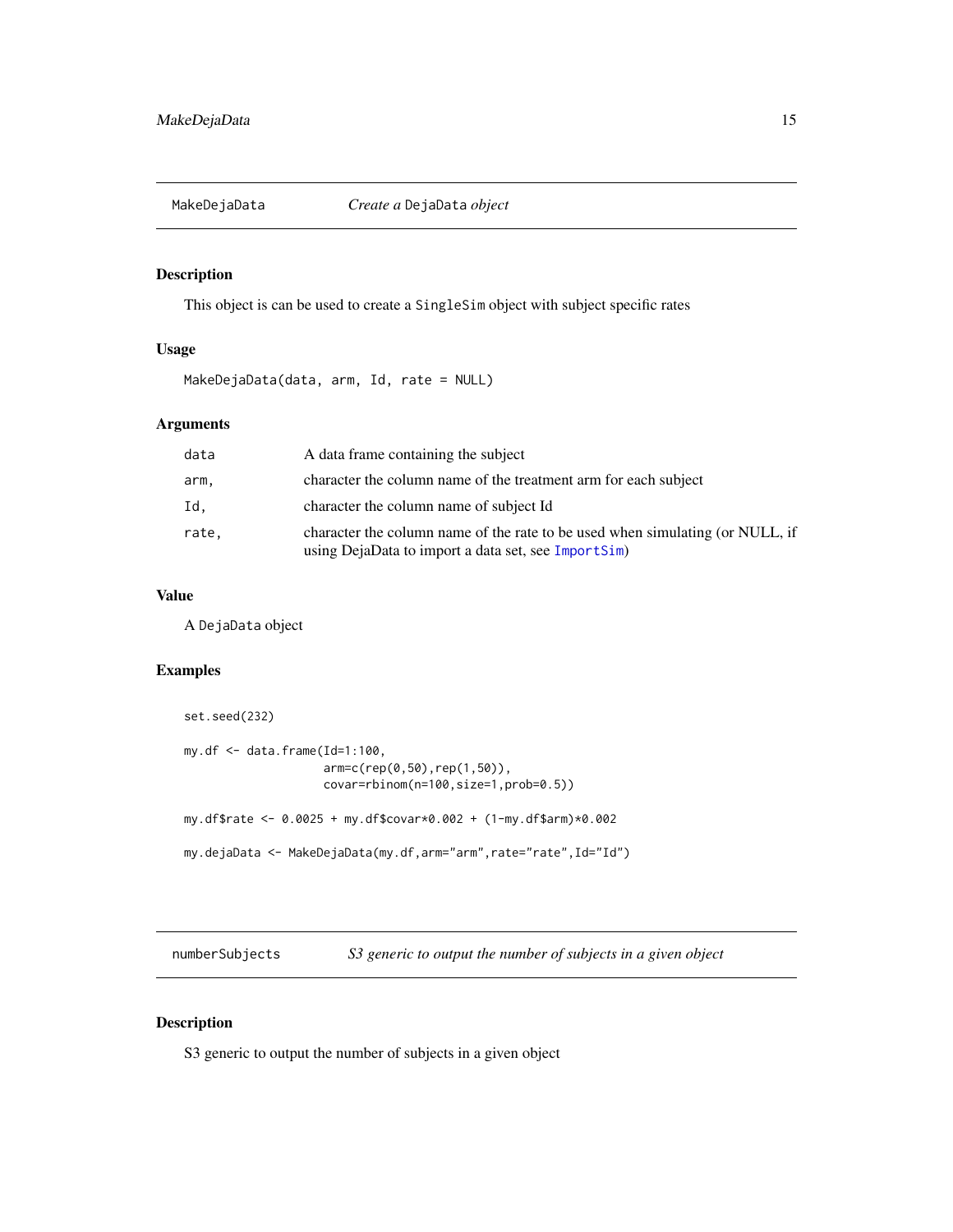## MakeDejaData — *Create a* DejaData *object*

### Description

This object is can be used to create a SingleSim object with subject specific rates

### Usage

```
MakeDejaData(data, arm, Id, rate = NULL)
```

### Arguments

| | |
|---|---|
| data | A data frame containing the subject |
| arm, | character the column name of the treatment arm for each subject |
| Id, | character the column name of subject Id |
| rate, | character the column name of the rate to be used when simulating (or NULL, if using DejaData to import a data set, see ImportSim) |

### Value

A DejaData object

### Examples

```
set.seed(232)

my.df <- data.frame(Id=1:100,
                    arm=c(rep(0,50),rep(1,50)),
                    covar=rbinom(n=100,size=1,prob=0.5))

my.df$rate <- 0.0025 + my.df$covar*0.002 + (1-my.df$arm)*0.002

my.dejaData <- MakeDejaData(my.df,arm="arm",rate="rate",Id="Id")
```

## numberSubjects — *S3 generic to output the number of subjects in a given object*

### Description

S3 generic to output the number of subjects in a given object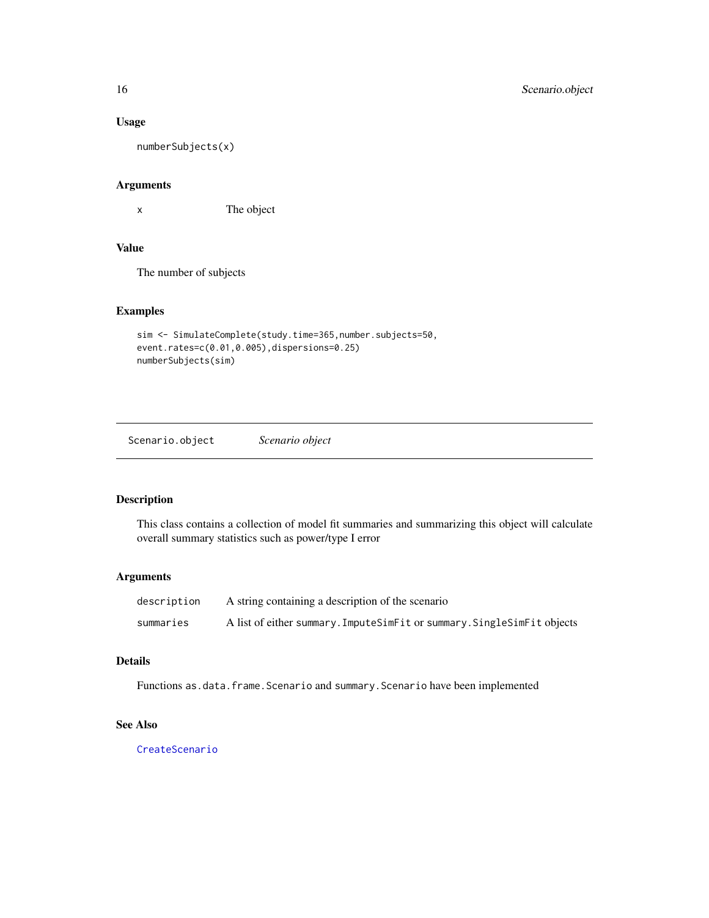### Usage

```
numberSubjects(x)
```

### Arguments

| | |
|---|---|
| x | The object |

### Value

The number of subjects

### Examples

```
sim <- SimulateComplete(study.time=365,number.subjects=50,
event.rates=c(0.01,0.005),dispersions=0.25)
numberSubjects(sim)
```

---

## Scenario.object — *Scenario object*

---

### Description

This class contains a collection of model fit summaries and summarizing this object will calculate overall summary statistics such as power/type I error

### Arguments

| | |
|---|---|
| description | A string containing a description of the scenario |
| summaries | A list of either `summary.ImputeSimFit` or `summary.SingleSimFit` objects |

### Details

Functions `as.data.frame.Scenario` and `summary.Scenario` have been implemented

### See Also

`CreateScenario`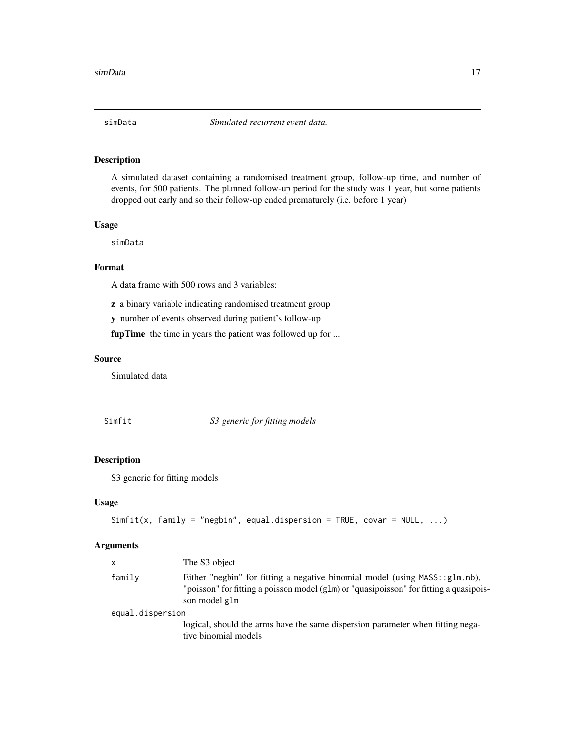## simData — *Simulated recurrent event data.*

### Description

A simulated dataset containing a randomised treatment group, follow-up time, and number of events, for 500 patients. The planned follow-up period for the study was 1 year, but some patients dropped out early and so their follow-up ended prematurely (i.e. before 1 year)

### Usage

```
simData
```

### Format

A data frame with 500 rows and 3 variables:

**z** a binary variable indicating randomised treatment group

**y** number of events observed during patient's follow-up

**fupTime** the time in years the patient was followed up for ...

### Source

Simulated data

## Simfit — *S3 generic for fitting models*

### Description

S3 generic for fitting models

### Usage

```
Simfit(x, family = "negbin", equal.dispersion = TRUE, covar = NULL, ...)
```

### Arguments

| | |
|---|---|
| x | The S3 object |
| family | Either "negbin" for fitting a negative binomial model (using `MASS::glm.nb`), "poisson" for fitting a poisson model (`glm`) or "quasipoisson" for fitting a quasipoisson model `glm` |
| equal.dispersion | logical, should the arms have the same dispersion parameter when fitting negative binomial models |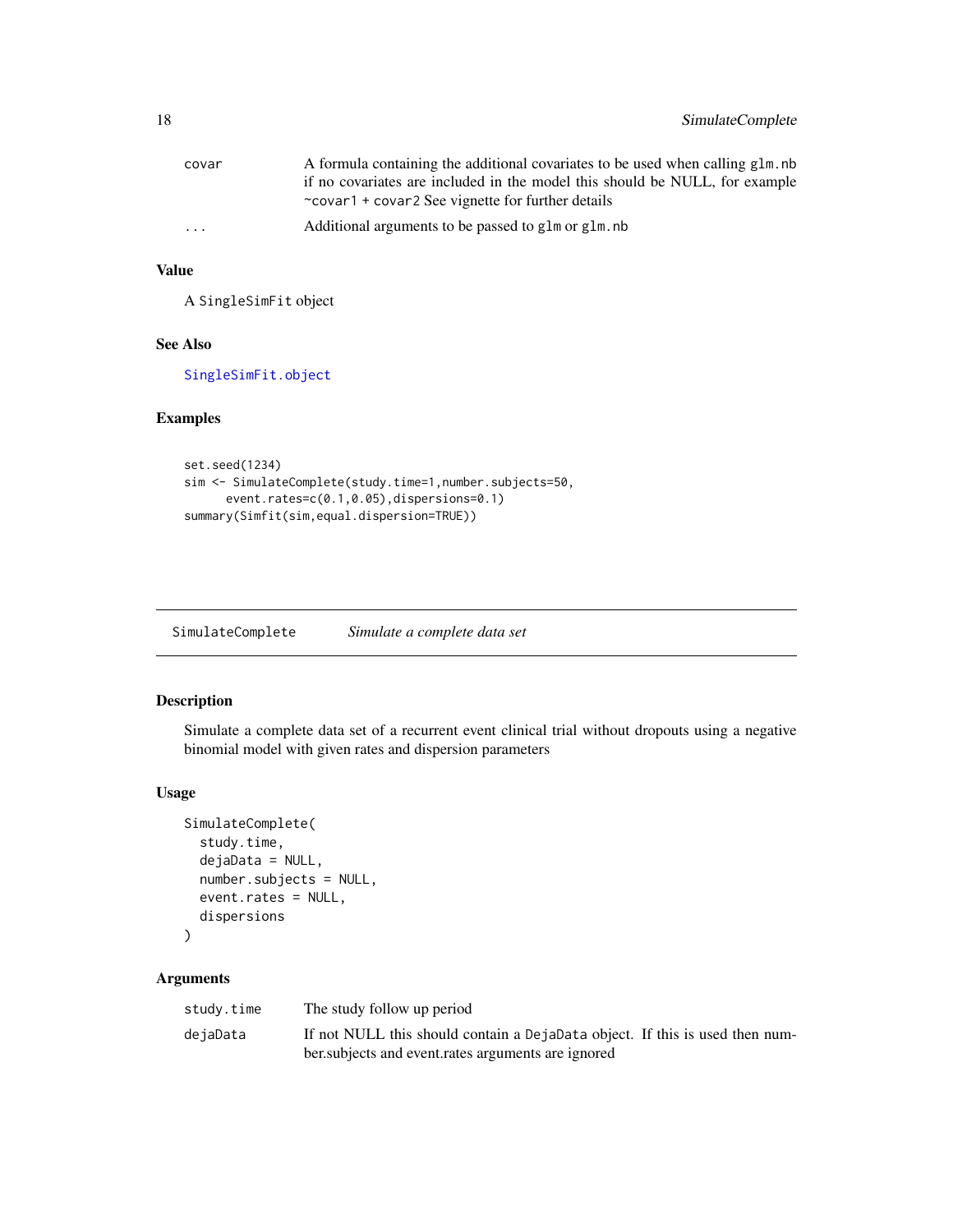| | |
|---|---|
| covar | A formula containing the additional covariates to be used when calling glm.nb if no covariates are included in the model this should be NULL, for example ~covar1 + covar2 See vignette for further details |
| ... | Additional arguments to be passed to glm or glm.nb |

### Value

A SingleSimFit object

### See Also

SingleSimFit.object

### Examples

```
set.seed(1234)
sim <- SimulateComplete(study.time=1,number.subjects=50,
      event.rates=c(0.1,0.05),dispersions=0.1)
summary(Simfit(sim,equal.dispersion=TRUE))
```

---

## SimulateComplete *Simulate a complete data set*

### Description

Simulate a complete data set of a recurrent event clinical trial without dropouts using a negative binomial model with given rates and dispersion parameters

### Usage

```
SimulateComplete(
  study.time,
  dejaData = NULL,
  number.subjects = NULL,
  event.rates = NULL,
  dispersions
)
```

### Arguments

| | |
|---|---|
| study.time | The study follow up period |
| dejaData | If not NULL this should contain a DejaData object. If this is used then number.subjects and event.rates arguments are ignored |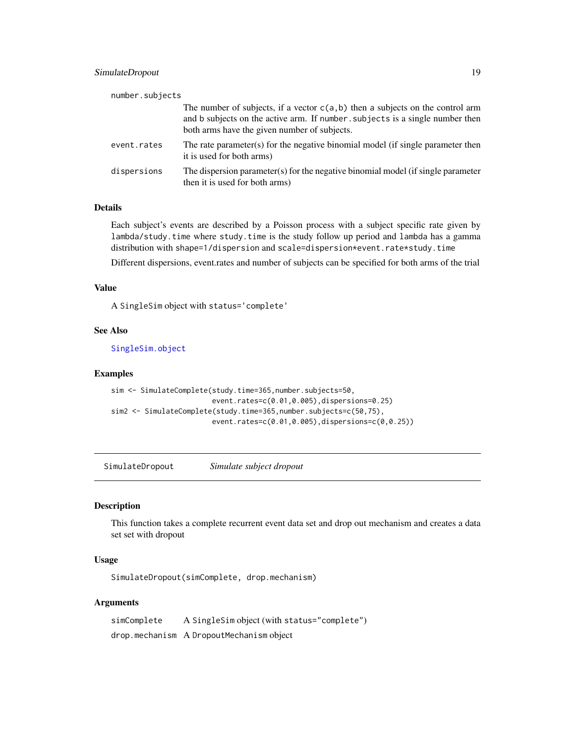| | |
|---|---|
| number.subjects | The number of subjects, if a vector `c(a,b)` then a subjects on the control arm and b subjects on the active arm. If `number.subjects` is a single number then both arms have the given number of subjects. |
| event.rates | The rate parameter(s) for the negative binomial model (if single parameter then it is used for both arms) |
| dispersions | The dispersion parameter(s) for the negative binomial model (if single parameter then it is used for both arms) |

### Details

Each subject's events are described by a Poisson process with a subject specific rate given by `lambda/study.time` where `study.time` is the study follow up period and `lambda` has a gamma distribution with `shape=1/dispersion` and `scale=dispersion*event.rate*study.time`

Different dispersions, event.rates and number of subjects can be specified for both arms of the trial

### Value

A `SingleSim` object with `status='complete'`

### See Also

`SingleSim.object`

### Examples

```
sim <- SimulateComplete(study.time=365,number.subjects=50,
                        event.rates=c(0.01,0.005),dispersions=0.25)
sim2 <- SimulateComplete(study.time=365,number.subjects=c(50,75),
                        event.rates=c(0.01,0.005),dispersions=c(0,0.25))
```

---

## SimulateDropout — *Simulate subject dropout*

### Description

This function takes a complete recurrent event data set and drop out mechanism and creates a data set set with dropout

### Usage

```
SimulateDropout(simComplete, drop.mechanism)
```

### Arguments

| | |
|---|---|
| simComplete | A `SingleSim` object (with `status="complete"`) |
| drop.mechanism | A `DropoutMechanism` object |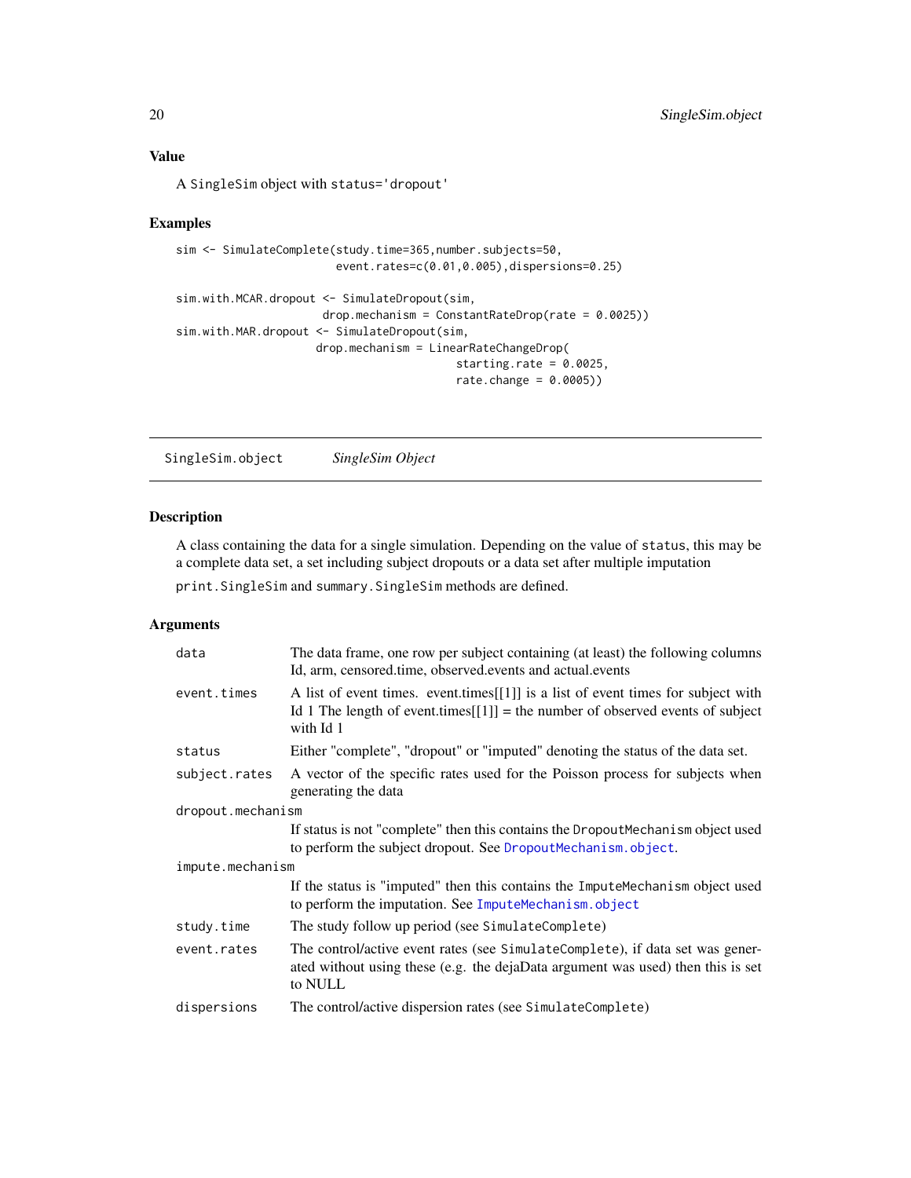## Value

A `SingleSim` object with `status='dropout'`

## Examples

```
sim <- SimulateComplete(study.time=365,number.subjects=50,
                        event.rates=c(0.01,0.005),dispersions=0.25)

sim.with.MCAR.dropout <- SimulateDropout(sim,
                         drop.mechanism = ConstantRateDrop(rate = 0.0025))
sim.with.MAR.dropout <- SimulateDropout(sim,
                        drop.mechanism = LinearRateChangeDrop(
                                             starting.rate = 0.0025,
                                             rate.change = 0.0005))
```

---

## SingleSim.object — *SingleSim Object*

### Description

A class containing the data for a single simulation. Depending on the value of `status`, this may be a complete data set, a set including subject dropouts or a data set after multiple imputation

`print.SingleSim` and `summary.SingleSim` methods are defined.

### Arguments

| | |
|---|---|
| `data` | The data frame, one row per subject containing (at least) the following columns Id, arm, censored.time, observed.events and actual.events |
| `event.times` | A list of event times. event.times[[1]] is a list of event times for subject with Id 1 The length of event.times[[1]] = the number of observed events of subject with Id 1 |
| `status` | Either "complete", "dropout" or "imputed" denoting the status of the data set. |
| `subject.rates` | A vector of the specific rates used for the Poisson process for subjects when generating the data |
| `dropout.mechanism` | If status is not "complete" then this contains the `DropoutMechanism` object used to perform the subject dropout. See `DropoutMechanism.object`. |
| `impute.mechanism` | If the status is "imputed" then this contains the `ImputeMechanism` object used to perform the imputation. See `ImputeMechanism.object` |
| `study.time` | The study follow up period (see `SimulateComplete`) |
| `event.rates` | The control/active event rates (see `SimulateComplete`), if data set was generated without using these (e.g. the dejaData argument was used) then this is set to NULL |
| `dispersions` | The control/active dispersion rates (see `SimulateComplete`) |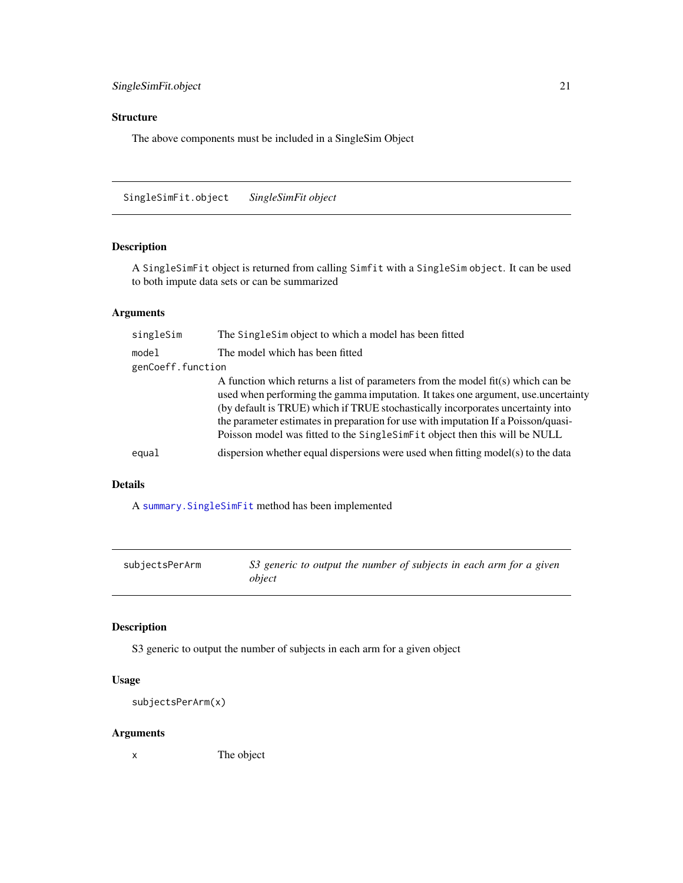## Structure

The above components must be included in a SingleSim Object

# SingleSimFit.object — *SingleSimFit object*

## Description

A `SingleSimFit` object is returned from calling `Simfit` with a `SingleSim` object. It can be used to both impute data sets or can be summarized

## Arguments

- `singleSim` — The `SingleSim` object to which a model has been fitted
- `model` — The model which has been fitted
- `genCoeff.function` — A function which returns a list of parameters from the model fit(s) which can be used when performing the gamma imputation. It takes one argument, use.uncertainty (by default is TRUE) which if TRUE stochastically incorporates uncertainty into the parameter estimates in preparation for use with imputation If a Poisson/quasi-Poisson model was fitted to the `SingleSimFit` object then this will be NULL
- `equal` — dispersion whether equal dispersions were used when fitting model(s) to the data

## Details

A `summary.SingleSimFit` method has been implemented

# subjectsPerArm — *S3 generic to output the number of subjects in each arm for a given object*

## Description

S3 generic to output the number of subjects in each arm for a given object

## Usage

```
subjectsPerArm(x)
```

## Arguments

- `x` — The object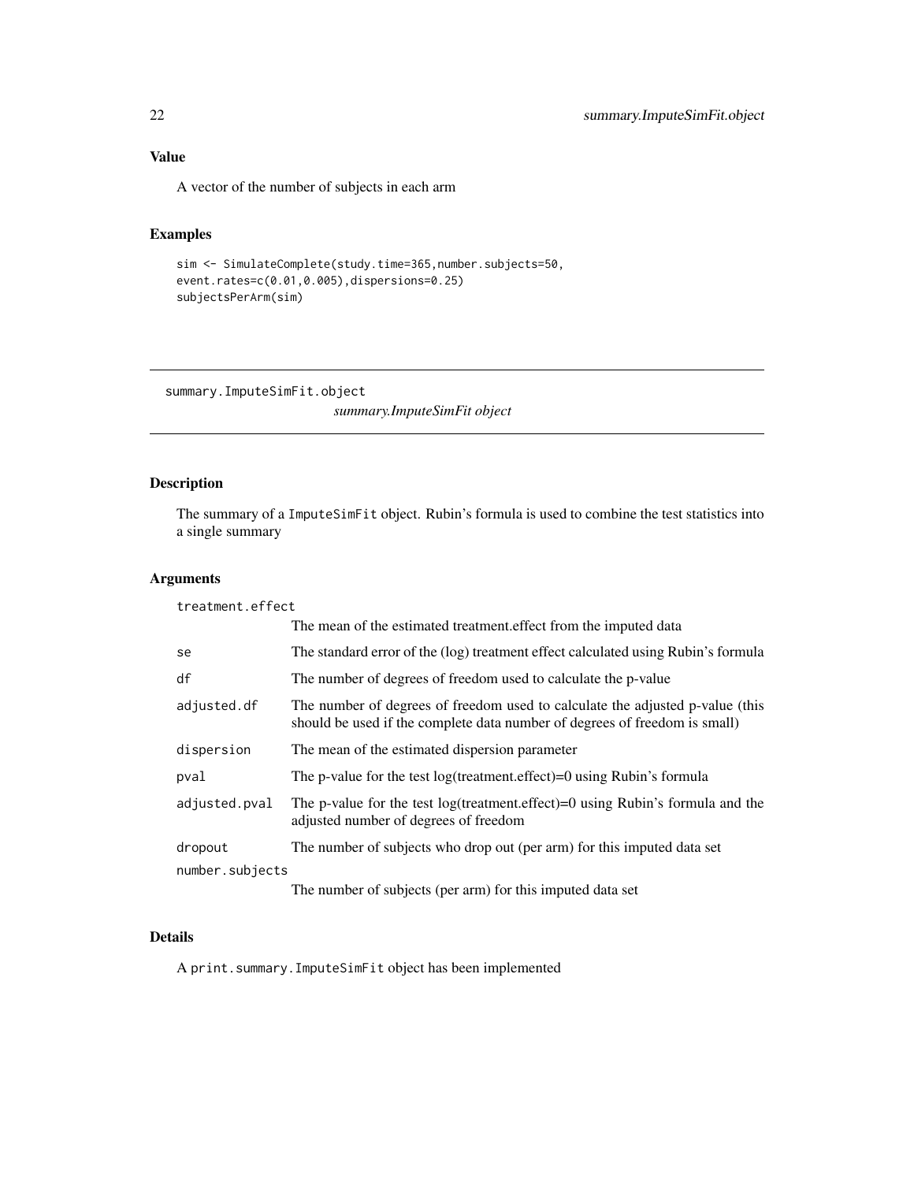## Value

A vector of the number of subjects in each arm

## Examples

```
sim <- SimulateComplete(study.time=365,number.subjects=50,
event.rates=c(0.01,0.005),dispersions=0.25)
subjectsPerArm(sim)
```

---

# summary.ImputeSimFit.object

*summary.ImputeSimFit object*

---

## Description

The summary of a `ImputeSimFit` object. Rubin's formula is used to combine the test statistics into a single summary

## Arguments

| | |
|---|---|
| `treatment.effect` | The mean of the estimated treatment.effect from the imputed data |
| `se` | The standard error of the (log) treatment effect calculated using Rubin's formula |
| `df` | The number of degrees of freedom used to calculate the p-value |
| `adjusted.df` | The number of degrees of freedom used to calculate the adjusted p-value (this should be used if the complete data number of degrees of freedom is small) |
| `dispersion` | The mean of the estimated dispersion parameter |
| `pval` | The p-value for the test log(treatment.effect)=0 using Rubin's formula |
| `adjusted.pval` | The p-value for the test log(treatment.effect)=0 using Rubin's formula and the adjusted number of degrees of freedom |
| `dropout` | The number of subjects who drop out (per arm) for this imputed data set |
| `number.subjects` | The number of subjects (per arm) for this imputed data set |

## Details

A `print.summary.ImputeSimFit` object has been implemented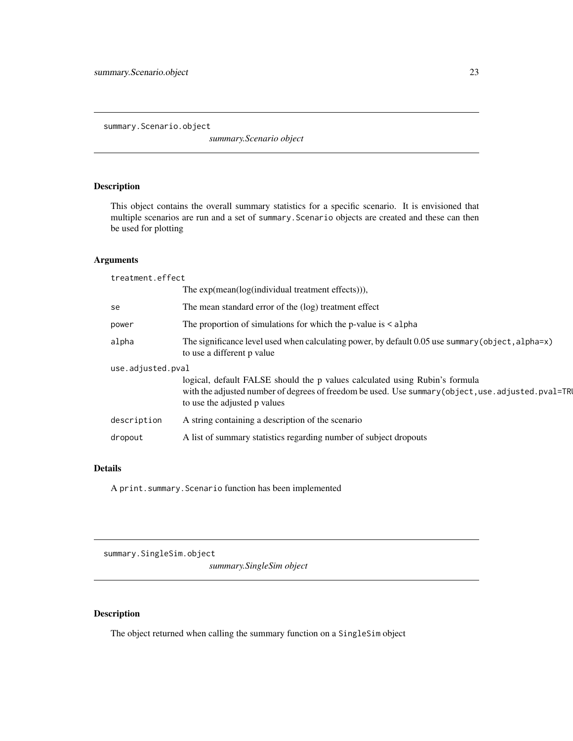# summary.Scenario.object

*summary.Scenario object*

## Description

This object contains the overall summary statistics for a specific scenario. It is envisioned that multiple scenarios are run and a set of `summary.Scenario` objects are created and these can then be used for plotting

## Arguments

| | |
|---|---|
| `treatment.effect` | The exp(mean(log(individual treatment effects))), |
| `se` | The mean standard error of the (log) treatment effect |
| `power` | The proportion of simulations for which the p-value is `< alpha` |
| `alpha` | The significance level used when calculating power, by default 0.05 use `summary(object,alpha=x)` to use a different p value |
| `use.adjusted.pval` | logical, default FALSE should the p values calculated using Rubin's formula with the adjusted number of degrees of freedom be used. Use `summary(object,use.adjusted.pval=TRU` to use the adjusted p values |
| `description` | A string containing a description of the scenario |
| `dropout` | A list of summary statistics regarding number of subject dropouts |

## Details

A `print.summary.Scenario` function has been implemented

# summary.SingleSim.object

*summary.SingleSim object*

## Description

The object returned when calling the summary function on a `SingleSim` object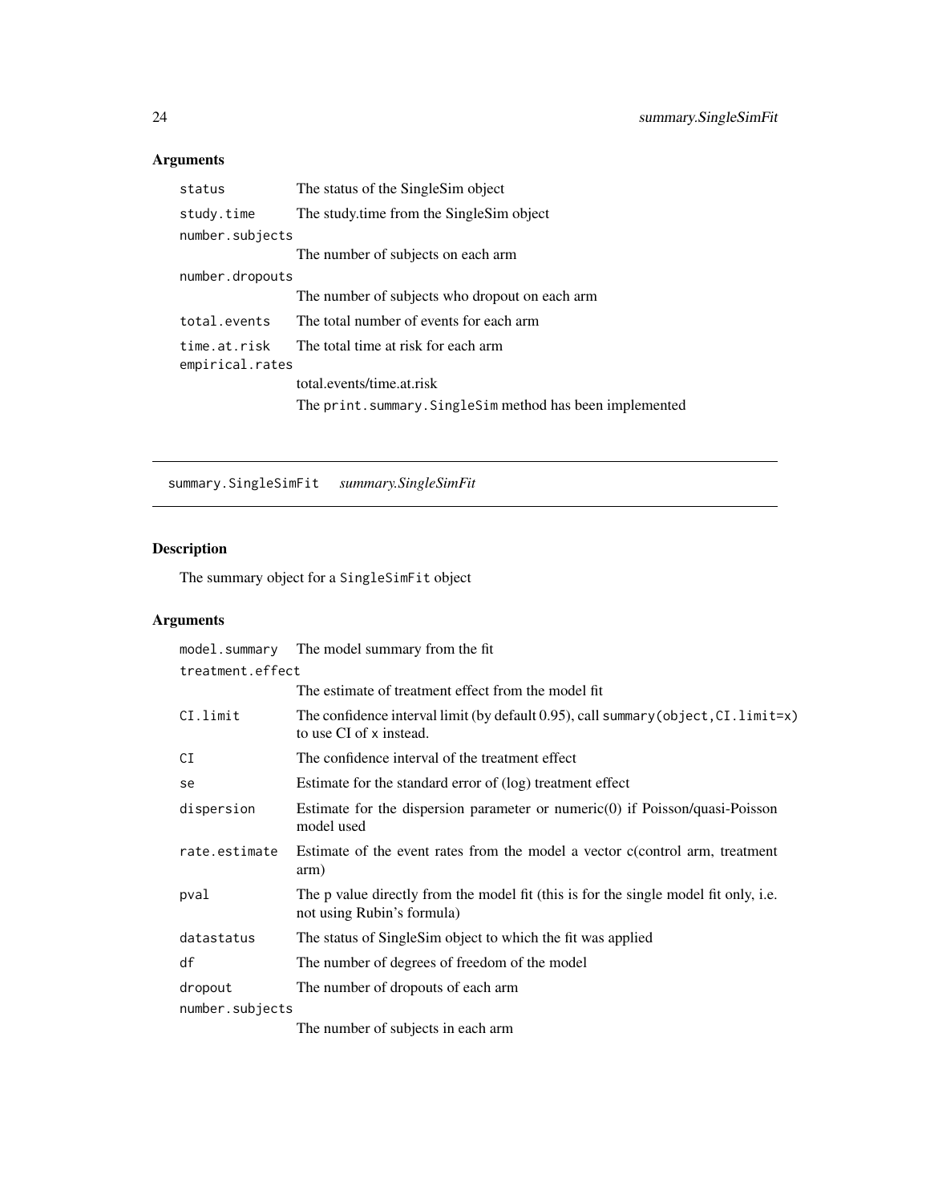## Arguments

| | |
|---|---|
| `status` | The status of the SingleSim object |
| `study.time` | The study.time from the SingleSim object |
| `number.subjects` | The number of subjects on each arm |
| `number.dropouts` | The number of subjects who dropout on each arm |
| `total.events` | The total number of events for each arm |
| `time.at.risk` | The total time at risk for each arm |
| `empirical.rates` | total.events/time.at.risk<br>The `print.summary.SingleSim` method has been implemented |

---

`summary.SingleSimFit` *summary.SingleSimFit*

---

## Description

The summary object for a `SingleSimFit` object

## Arguments

| | |
|---|---|
| `model.summary` | The model summary from the fit |
| `treatment.effect` | The estimate of treatment effect from the model fit |
| `CI.limit` | The confidence interval limit (by default 0.95), call `summary(object,CI.limit=x)` to use CI of `x` instead. |
| `CI` | The confidence interval of the treatment effect |
| `se` | Estimate for the standard error of (log) treatment effect |
| `dispersion` | Estimate for the dispersion parameter or numeric(0) if Poisson/quasi-Poisson model used |
| `rate.estimate` | Estimate of the event rates from the model a vector c(control arm, treatment arm) |
| `pval` | The p value directly from the model fit (this is for the single model fit only, i.e. not using Rubin's formula) |
| `datastatus` | The status of SingleSim object to which the fit was applied |
| `df` | The number of degrees of freedom of the model |
| `dropout` | The number of dropouts of each arm |
| `number.subjects` | The number of subjects in each arm |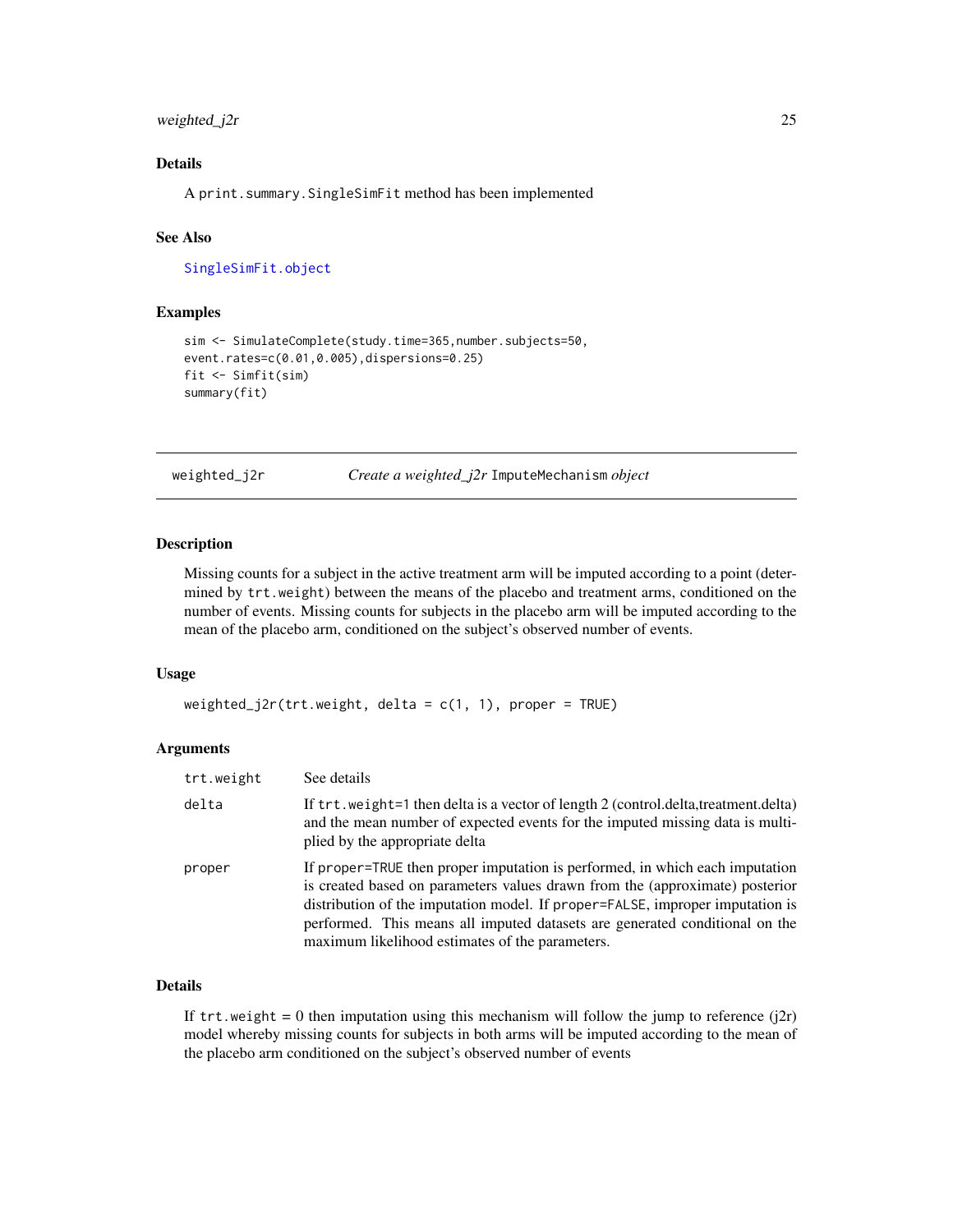### Details

A `print.summary.SingleSimFit` method has been implemented

### See Also

SingleSimFit.object

### Examples

```
sim <- SimulateComplete(study.time=365,number.subjects=50,
event.rates=c(0.01,0.005),dispersions=0.25)
fit <- Simfit(sim)
summary(fit)
```

---

## weighted_j2r    *Create a weighted_j2r* `ImputeMechanism` *object*

### Description

Missing counts for a subject in the active treatment arm will be imputed according to a point (determined by `trt.weight`) between the means of the placebo and treatment arms, conditioned on the number of events. Missing counts for subjects in the placebo arm will be imputed according to the mean of the placebo arm, conditioned on the subject's observed number of events.

### Usage

```
weighted_j2r(trt.weight, delta = c(1, 1), proper = TRUE)
```

### Arguments

| | |
|---|---|
| `trt.weight` | See details |
| `delta` | If `trt.weight=1` then delta is a vector of length 2 (control.delta,treatment.delta) and the mean number of expected events for the imputed missing data is multiplied by the appropriate delta |
| `proper` | If `proper=TRUE` then proper imputation is performed, in which each imputation is created based on parameters values drawn from the (approximate) posterior distribution of the imputation model. If `proper=FALSE`, improper imputation is performed. This means all imputed datasets are generated conditional on the maximum likelihood estimates of the parameters. |

### Details

If `trt.weight` = 0 then imputation using this mechanism will follow the jump to reference (j2r) model whereby missing counts for subjects in both arms will be imputed according to the mean of the placebo arm conditioned on the subject's observed number of events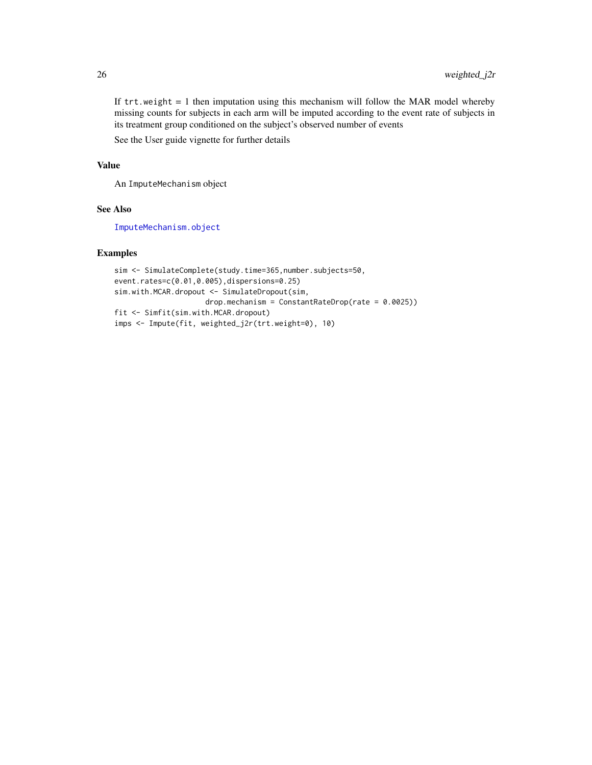If `trt.weight = 1` then imputation using this mechanism will follow the MAR model whereby missing counts for subjects in each arm will be imputed according to the event rate of subjects in its treatment group conditioned on the subject's observed number of events

See the User guide vignette for further details

### Value

An `ImputeMechanism` object

### See Also

`ImputeMechanism.object`

### Examples

```
sim <- SimulateComplete(study.time=365,number.subjects=50,
event.rates=c(0.01,0.005),dispersions=0.25)
sim.with.MCAR.dropout <- SimulateDropout(sim,
                     drop.mechanism = ConstantRateDrop(rate = 0.0025))
fit <- Simfit(sim.with.MCAR.dropout)
imps <- Impute(fit, weighted_j2r(trt.weight=0), 10)
```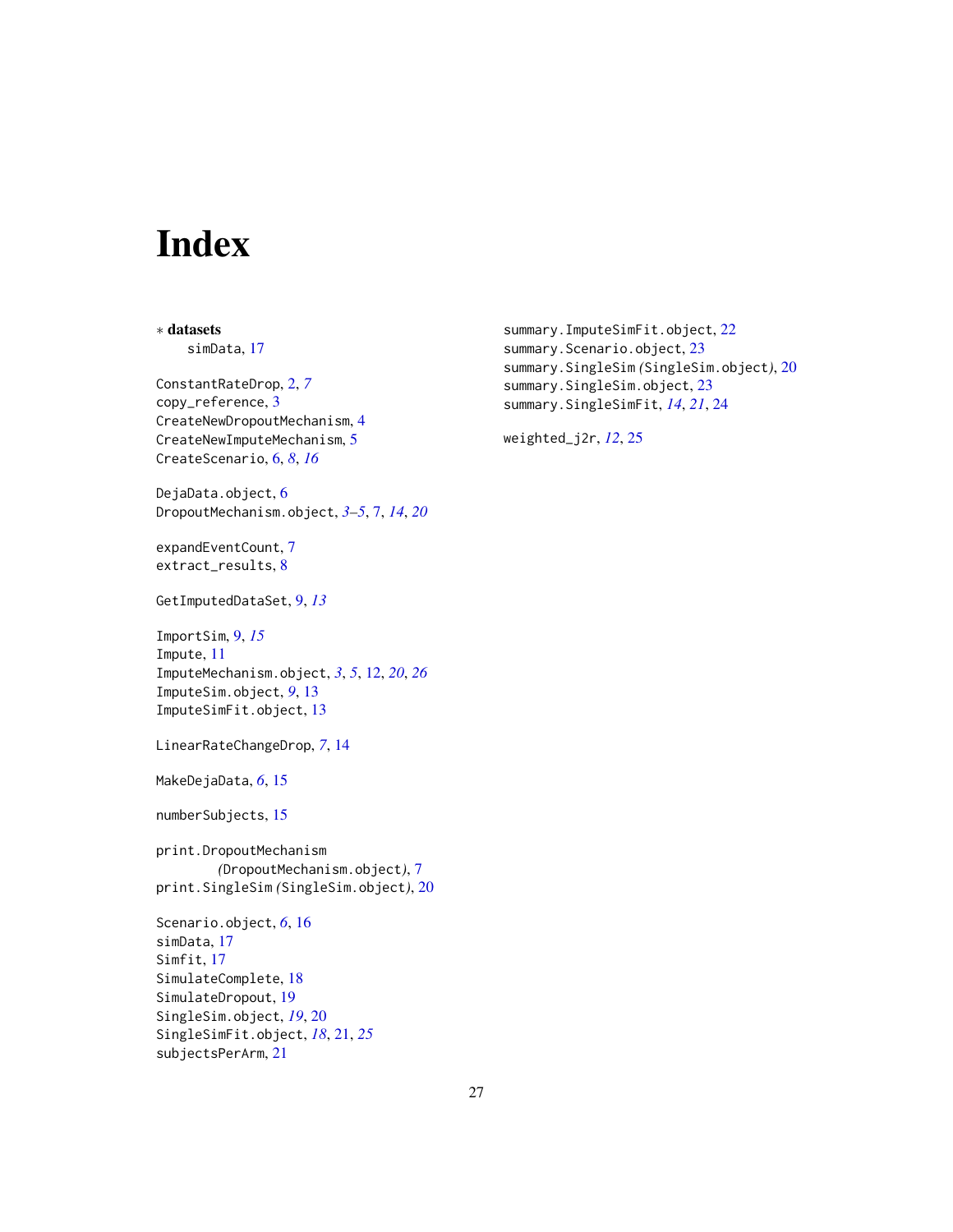# Index

∗ **datasets**

simData, 17

ConstantRateDrop, 2, *7*
copy_reference, 3
CreateNewDropoutMechanism, 4
CreateNewImputeMechanism, 5
CreateScenario, 6, *8*, *16*

DejaData.object, 6
DropoutMechanism.object, *3–5*, 7, *14*, *20*

expandEventCount, 7
extract_results, 8

GetImputedDataSet, 9, *13*

ImportSim, 9, *15*
Impute, 11
ImputeMechanism.object, *3*, *5*, 12, *20*, *26*
ImputeSim.object, *9*, 13
ImputeSimFit.object, 13

LinearRateChangeDrop, *7*, 14

MakeDejaData, *6*, 15

numberSubjects, 15

print.DropoutMechanism (DropoutMechanism.object), 7
print.SingleSim (SingleSim.object), 20

Scenario.object, *6*, 16
simData, 17
Simfit, 17
SimulateComplete, 18
SimulateDropout, 19
SingleSim.object, *19*, 20
SingleSimFit.object, *18*, 21, *25*
subjectsPerArm, 21

summary.ImputeSimFit.object, 22
summary.Scenario.object, 23
summary.SingleSim (SingleSim.object), 20
summary.SingleSim.object, 23
summary.SingleSimFit, *14*, *21*, 24

weighted_j2r, *12*, 25